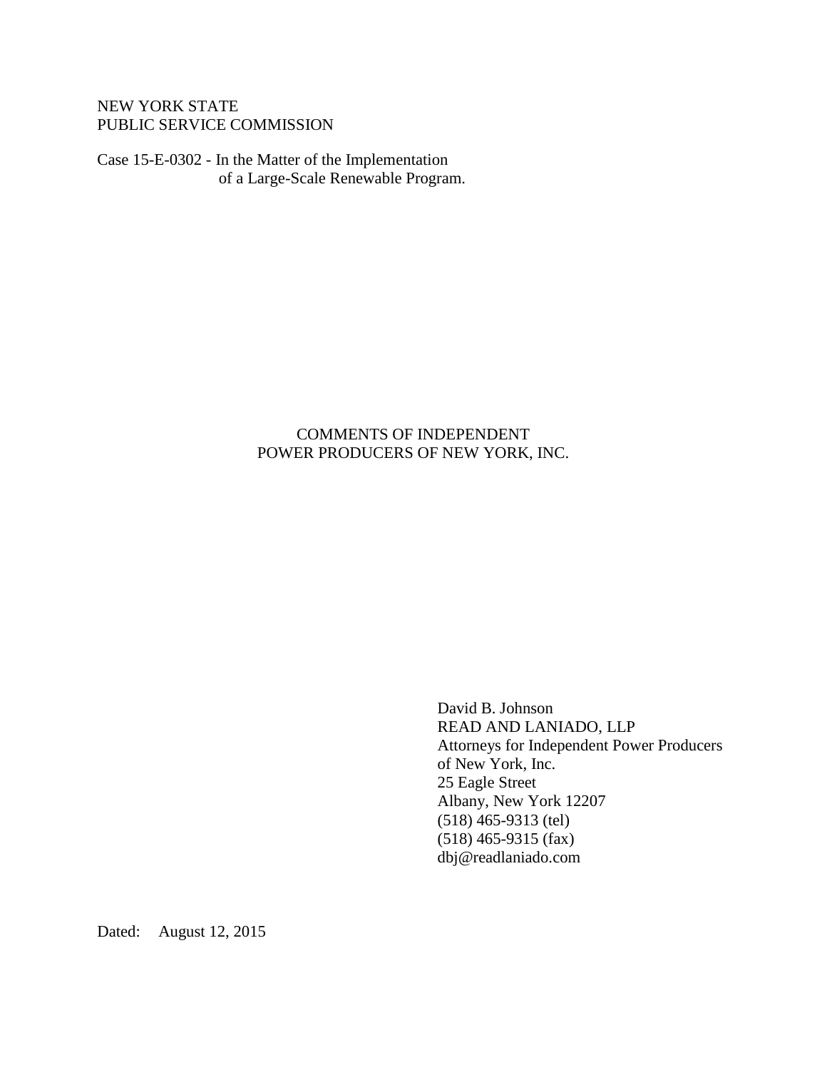NEW YORK STATE
PUBLIC SERVICE COMMISSION

Case 15-E-0302 - In the Matter of the Implementation of a Large-Scale Renewable Program.

# COMMENTS OF INDEPENDENT POWER PRODUCERS OF NEW YORK, INC.

David B. Johnson
READ AND LANIADO, LLP
Attorneys for Independent Power Producers of New York, Inc.
25 Eagle Street
Albany, New York 12207
(518) 465-9313 (tel)
(518) 465-9315 (fax)
dbj@readlaniado.com

Dated: August 12, 2015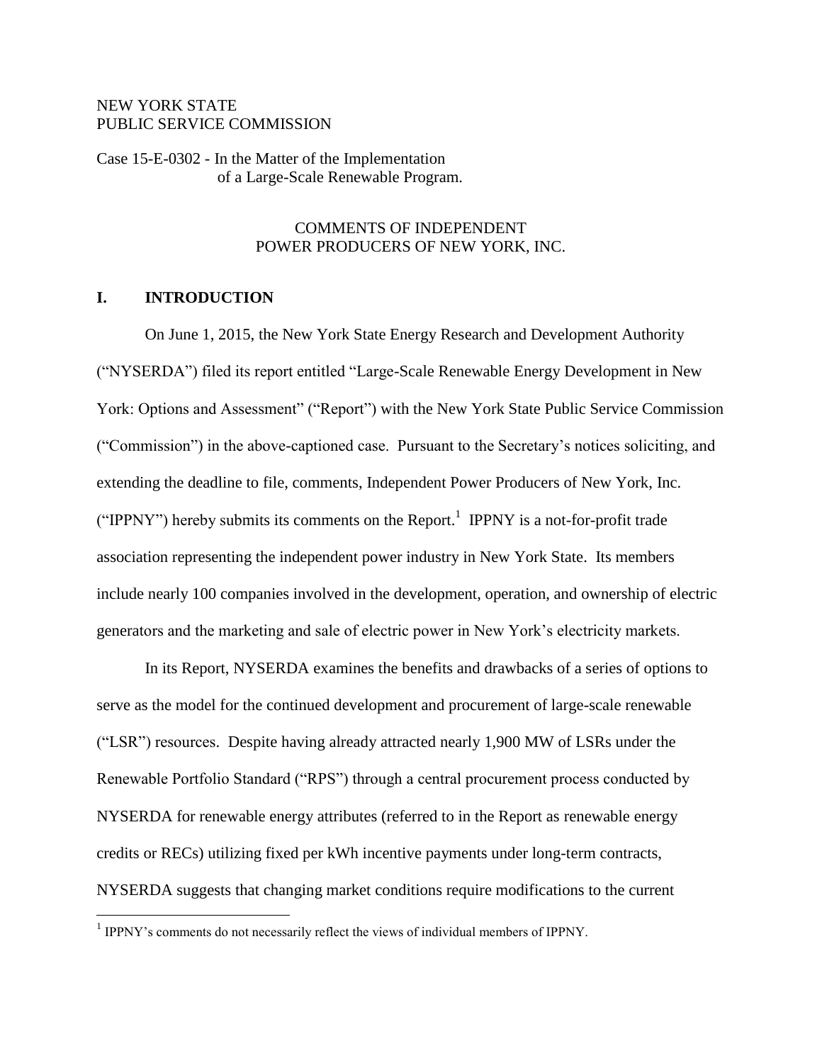NEW YORK STATE
PUBLIC SERVICE COMMISSION

Case 15-E-0302 - In the Matter of the Implementation of a Large-Scale Renewable Program.

COMMENTS OF INDEPENDENT
POWER PRODUCERS OF NEW YORK, INC.

## I. INTRODUCTION

On June 1, 2015, the New York State Energy Research and Development Authority ("NYSERDA") filed its report entitled "Large-Scale Renewable Energy Development in New York: Options and Assessment" ("Report") with the New York State Public Service Commission ("Commission") in the above-captioned case. Pursuant to the Secretary's notices soliciting, and extending the deadline to file, comments, Independent Power Producers of New York, Inc. ("IPPNY") hereby submits its comments on the Report.[1] IPPNY is a not-for-profit trade association representing the independent power industry in New York State. Its members include nearly 100 companies involved in the development, operation, and ownership of electric generators and the marketing and sale of electric power in New York's electricity markets.

In its Report, NYSERDA examines the benefits and drawbacks of a series of options to serve as the model for the continued development and procurement of large-scale renewable ("LSR") resources. Despite having already attracted nearly 1,900 MW of LSRs under the Renewable Portfolio Standard ("RPS") through a central procurement process conducted by NYSERDA for renewable energy attributes (referred to in the Report as renewable energy credits or RECs) utilizing fixed per kWh incentive payments under long-term contracts, NYSERDA suggests that changing market conditions require modifications to the current

[1] IPPNY's comments do not necessarily reflect the views of individual members of IPPNY.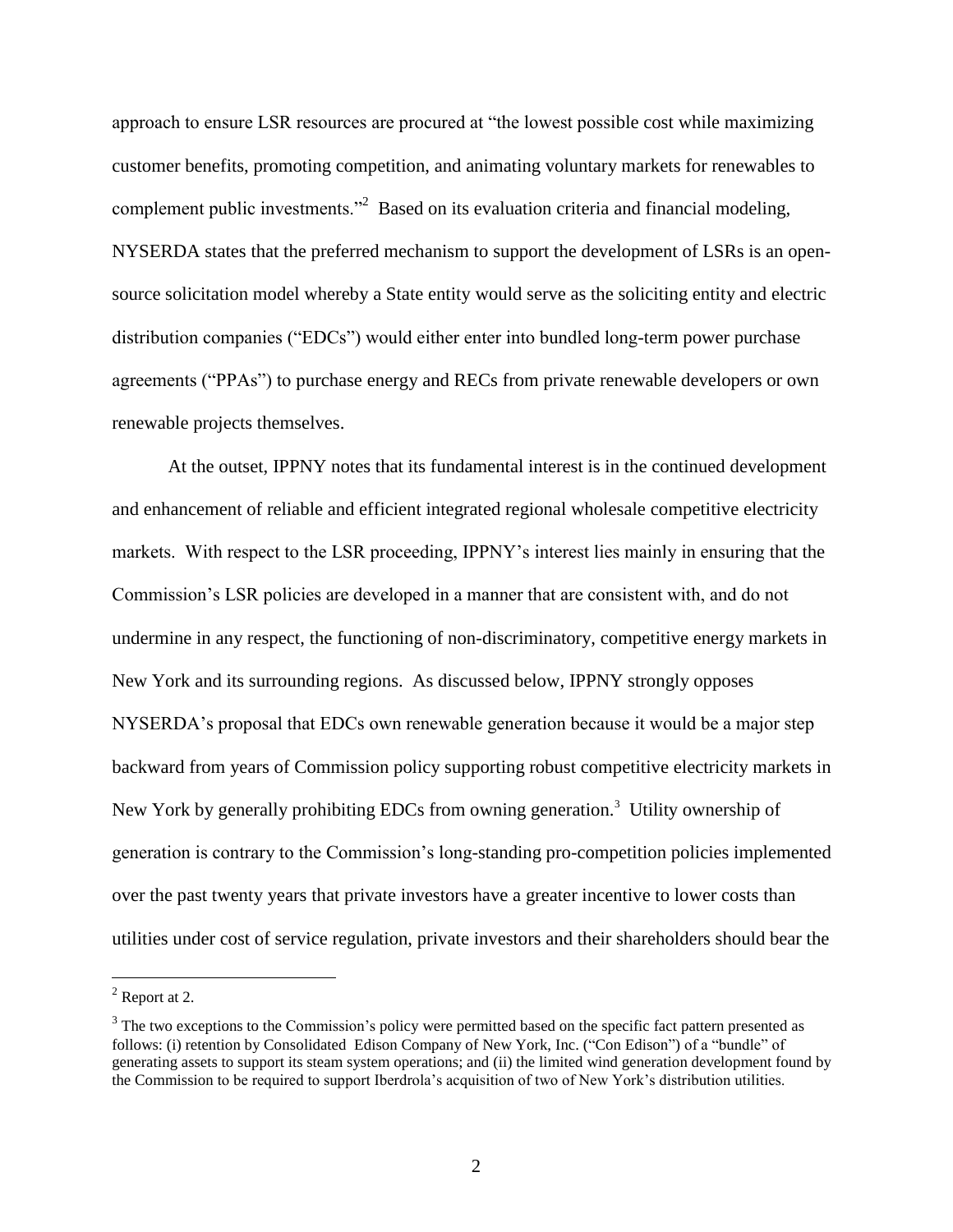approach to ensure LSR resources are procured at "the lowest possible cost while maximizing customer benefits, promoting competition, and animating voluntary markets for renewables to complement public investments."[2] Based on its evaluation criteria and financial modeling, NYSERDA states that the preferred mechanism to support the development of LSRs is an open-source solicitation model whereby a State entity would serve as the soliciting entity and electric distribution companies ("EDCs") would either enter into bundled long-term power purchase agreements ("PPAs") to purchase energy and RECs from private renewable developers or own renewable projects themselves.

At the outset, IPPNY notes that its fundamental interest is in the continued development and enhancement of reliable and efficient integrated regional wholesale competitive electricity markets. With respect to the LSR proceeding, IPPNY's interest lies mainly in ensuring that the Commission's LSR policies are developed in a manner that are consistent with, and do not undermine in any respect, the functioning of non-discriminatory, competitive energy markets in New York and its surrounding regions. As discussed below, IPPNY strongly opposes NYSERDA's proposal that EDCs own renewable generation because it would be a major step backward from years of Commission policy supporting robust competitive electricity markets in New York by generally prohibiting EDCs from owning generation.[3] Utility ownership of generation is contrary to the Commission's long-standing pro-competition policies implemented over the past twenty years that private investors have a greater incentive to lower costs than utilities under cost of service regulation, private investors and their shareholders should bear the

---

[2] Report at 2.

[3] The two exceptions to the Commission's policy were permitted based on the specific fact pattern presented as follows: (i) retention by Consolidated Edison Company of New York, Inc. ("Con Edison") of a "bundle" of generating assets to support its steam system operations; and (ii) the limited wind generation development found by the Commission to be required to support Iberdrola's acquisition of two of New York's distribution utilities.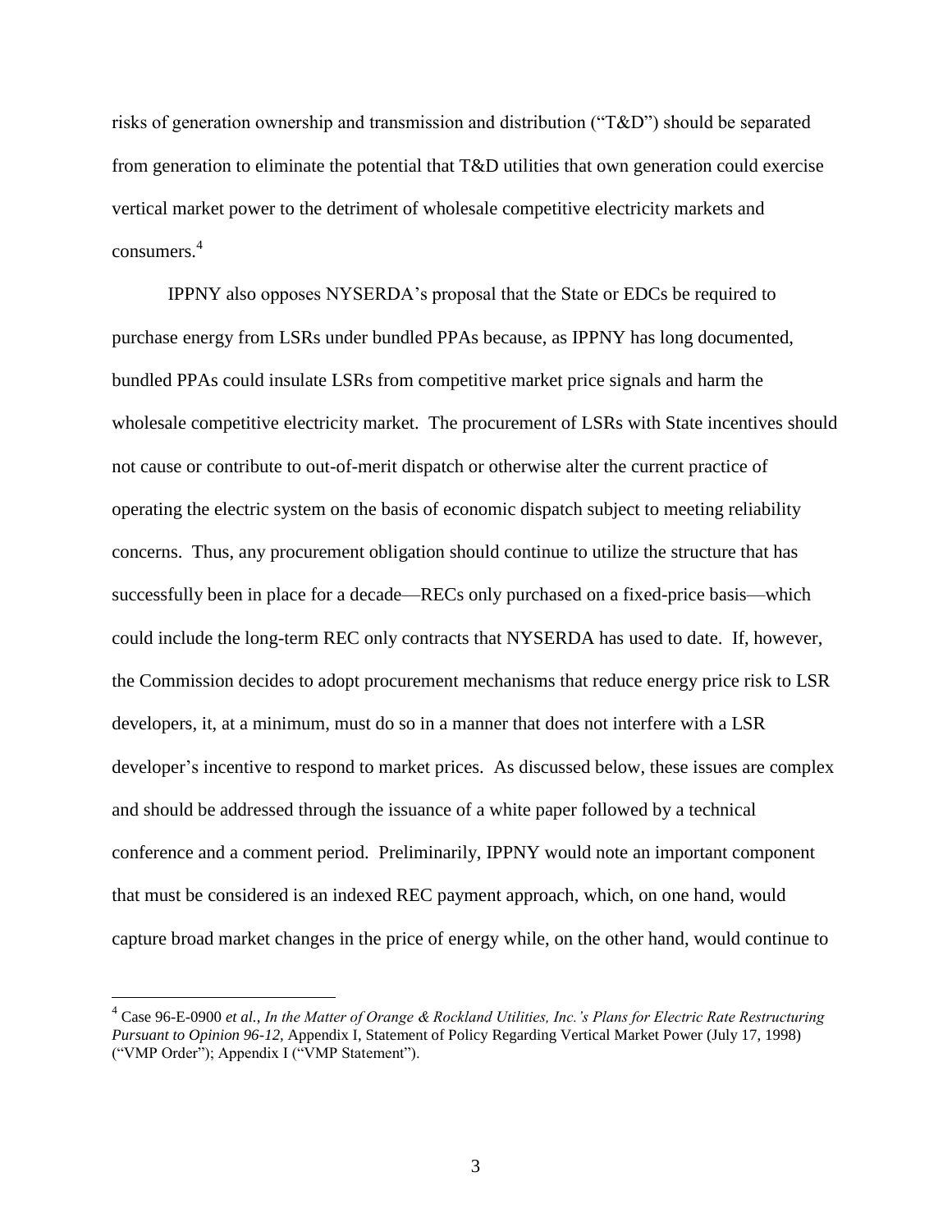risks of generation ownership and transmission and distribution ("T&D") should be separated from generation to eliminate the potential that T&D utilities that own generation could exercise vertical market power to the detriment of wholesale competitive electricity markets and consumers.[4]

IPPNY also opposes NYSERDA's proposal that the State or EDCs be required to purchase energy from LSRs under bundled PPAs because, as IPPNY has long documented, bundled PPAs could insulate LSRs from competitive market price signals and harm the wholesale competitive electricity market. The procurement of LSRs with State incentives should not cause or contribute to out-of-merit dispatch or otherwise alter the current practice of operating the electric system on the basis of economic dispatch subject to meeting reliability concerns. Thus, any procurement obligation should continue to utilize the structure that has successfully been in place for a decade—RECs only purchased on a fixed-price basis—which could include the long-term REC only contracts that NYSERDA has used to date. If, however, the Commission decides to adopt procurement mechanisms that reduce energy price risk to LSR developers, it, at a minimum, must do so in a manner that does not interfere with a LSR developer's incentive to respond to market prices. As discussed below, these issues are complex and should be addressed through the issuance of a white paper followed by a technical conference and a comment period. Preliminarily, IPPNY would note an important component that must be considered is an indexed REC payment approach, which, on one hand, would capture broad market changes in the price of energy while, on the other hand, would continue to

---

[4] Case 96-E-0900 *et al.*, *In the Matter of Orange & Rockland Utilities, Inc.'s Plans for Electric Rate Restructuring Pursuant to Opinion 96-12*, Appendix I, Statement of Policy Regarding Vertical Market Power (July 17, 1998) ("VMP Order"); Appendix I ("VMP Statement").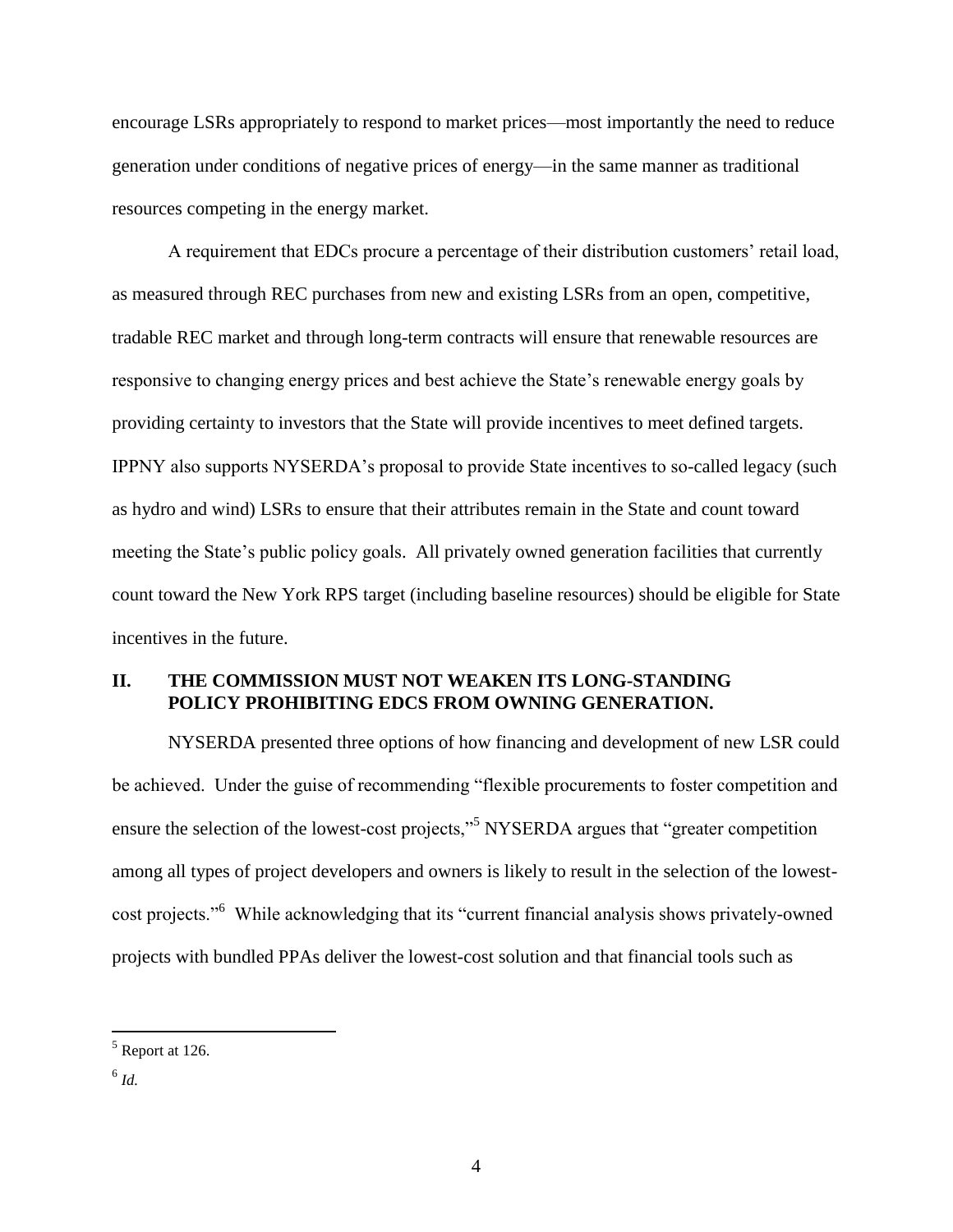encourage LSRs appropriately to respond to market prices—most importantly the need to reduce generation under conditions of negative prices of energy—in the same manner as traditional resources competing in the energy market.

A requirement that EDCs procure a percentage of their distribution customers' retail load, as measured through REC purchases from new and existing LSRs from an open, competitive, tradable REC market and through long-term contracts will ensure that renewable resources are responsive to changing energy prices and best achieve the State's renewable energy goals by providing certainty to investors that the State will provide incentives to meet defined targets. IPPNY also supports NYSERDA's proposal to provide State incentives to so-called legacy (such as hydro and wind) LSRs to ensure that their attributes remain in the State and count toward meeting the State's public policy goals. All privately owned generation facilities that currently count toward the New York RPS target (including baseline resources) should be eligible for State incentives in the future.

## II. THE COMMISSION MUST NOT WEAKEN ITS LONG-STANDING POLICY PROHIBITING EDCS FROM OWNING GENERATION.

NYSERDA presented three options of how financing and development of new LSR could be achieved. Under the guise of recommending "flexible procurements to foster competition and ensure the selection of the lowest-cost projects,"[5] NYSERDA argues that "greater competition among all types of project developers and owners is likely to result in the selection of the lowest-cost projects."[6] While acknowledging that its "current financial analysis shows privately-owned projects with bundled PPAs deliver the lowest-cost solution and that financial tools such as

---

[5] Report at 126.

[6] *Id.*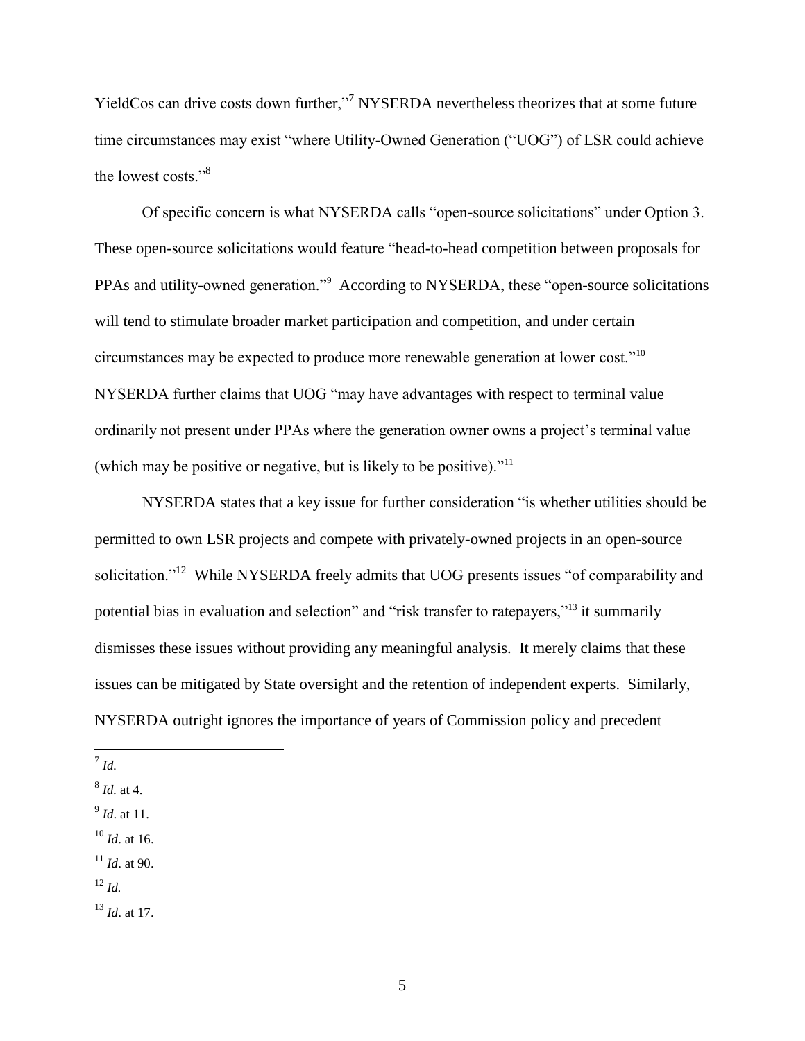YieldCos can drive costs down further,"[7] NYSERDA nevertheless theorizes that at some future time circumstances may exist "where Utility-Owned Generation ("UOG") of LSR could achieve the lowest costs."[8]

Of specific concern is what NYSERDA calls "open-source solicitations" under Option 3. These open-source solicitations would feature "head-to-head competition between proposals for PPAs and utility-owned generation."[9] According to NYSERDA, these "open-source solicitations will tend to stimulate broader market participation and competition, and under certain circumstances may be expected to produce more renewable generation at lower cost."[10] NYSERDA further claims that UOG "may have advantages with respect to terminal value ordinarily not present under PPAs where the generation owner owns a project's terminal value (which may be positive or negative, but is likely to be positive)."[11]

NYSERDA states that a key issue for further consideration "is whether utilities should be permitted to own LSR projects and compete with privately-owned projects in an open-source solicitation."[12] While NYSERDA freely admits that UOG presents issues "of comparability and potential bias in evaluation and selection" and "risk transfer to ratepayers,"[13] it summarily dismisses these issues without providing any meaningful analysis. It merely claims that these issues can be mitigated by State oversight and the retention of independent experts. Similarly, NYSERDA outright ignores the importance of years of Commission policy and precedent

---

[7] *Id.*

[8] *Id.* at 4.

[9] *Id*. at 11.

[10] *Id*. at 16.

[11] *Id*. at 90.

[12] *Id.*

[13] *Id*. at 17.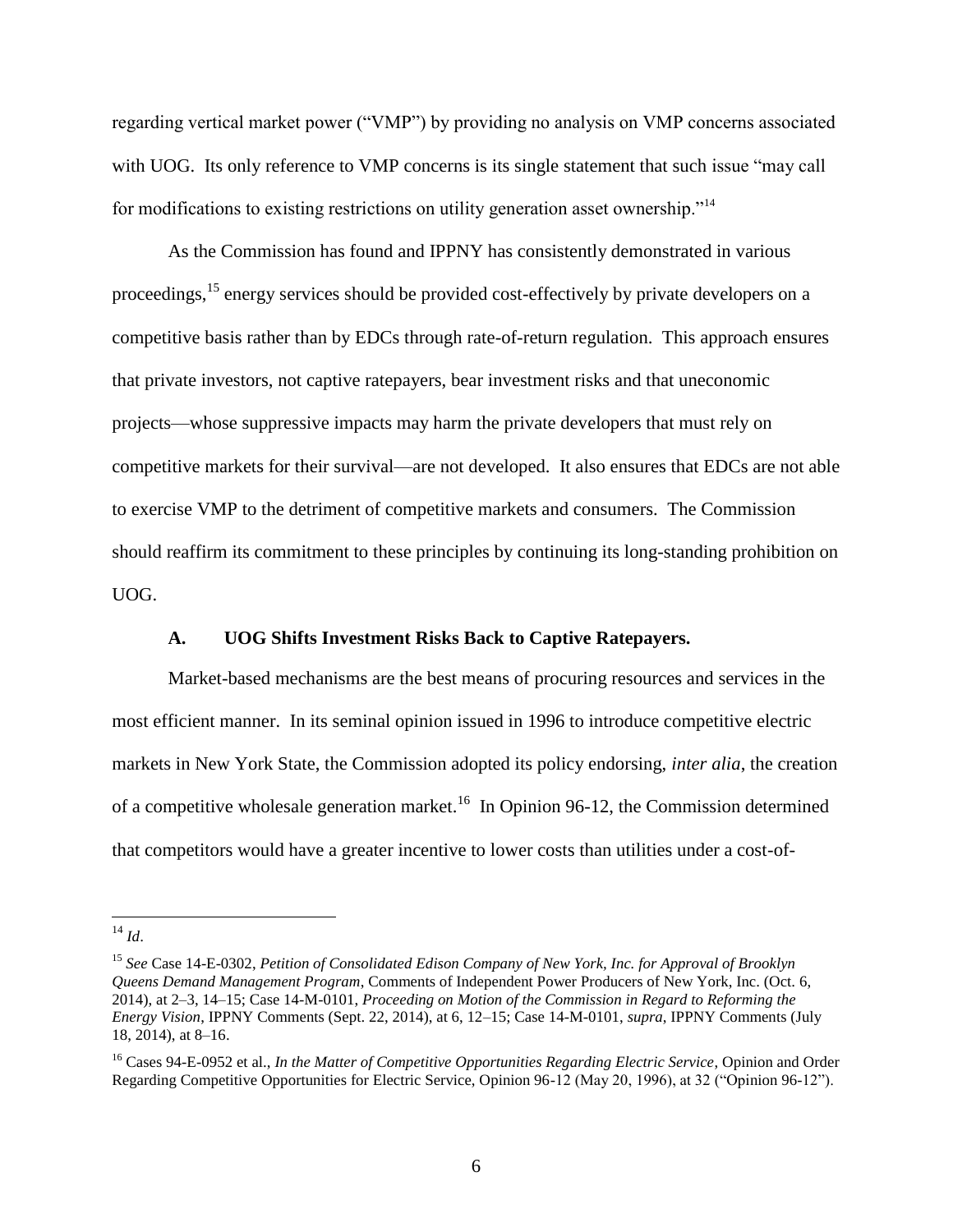regarding vertical market power ("VMP") by providing no analysis on VMP concerns associated with UOG. Its only reference to VMP concerns is its single statement that such issue "may call for modifications to existing restrictions on utility generation asset ownership."[14]

As the Commission has found and IPPNY has consistently demonstrated in various proceedings,[15] energy services should be provided cost-effectively by private developers on a competitive basis rather than by EDCs through rate-of-return regulation. This approach ensures that private investors, not captive ratepayers, bear investment risks and that uneconomic projects—whose suppressive impacts may harm the private developers that must rely on competitive markets for their survival—are not developed. It also ensures that EDCs are not able to exercise VMP to the detriment of competitive markets and consumers. The Commission should reaffirm its commitment to these principles by continuing its long-standing prohibition on UOG.

### A. UOG Shifts Investment Risks Back to Captive Ratepayers.

Market-based mechanisms are the best means of procuring resources and services in the most efficient manner. In its seminal opinion issued in 1996 to introduce competitive electric markets in New York State, the Commission adopted its policy endorsing, *inter alia*, the creation of a competitive wholesale generation market.[16] In Opinion 96-12, the Commission determined that competitors would have a greater incentive to lower costs than utilities under a cost-of-

---

[14] *Id*.

[15] *See* Case 14-E-0302, *Petition of Consolidated Edison Company of New York, Inc. for Approval of Brooklyn Queens Demand Management Program*, Comments of Independent Power Producers of New York, Inc. (Oct. 6, 2014), at 2–3, 14–15; Case 14-M-0101, *Proceeding on Motion of the Commission in Regard to Reforming the Energy Vision*, IPPNY Comments (Sept. 22, 2014), at 6, 12–15; Case 14-M-0101, *supra*, IPPNY Comments (July 18, 2014), at 8–16.

[16] Cases 94-E-0952 et al., *In the Matter of Competitive Opportunities Regarding Electric Service*, Opinion and Order Regarding Competitive Opportunities for Electric Service, Opinion 96-12 (May 20, 1996), at 32 ("Opinion 96-12").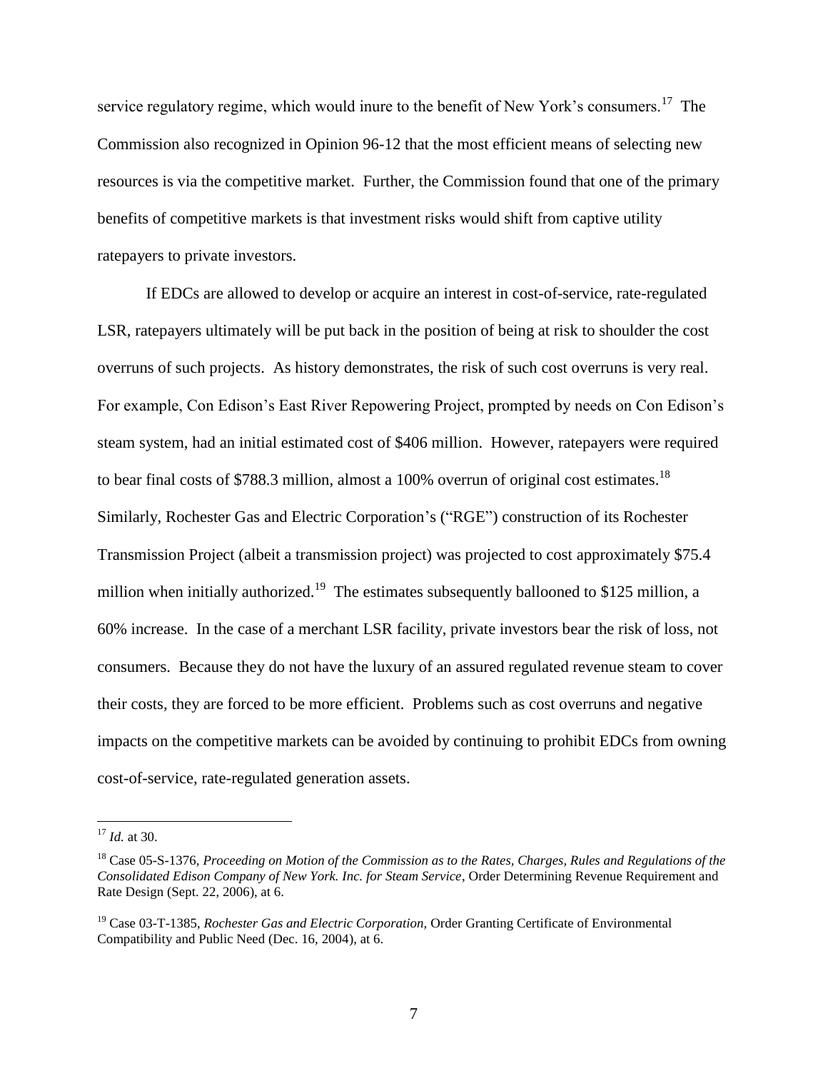service regulatory regime, which would inure to the benefit of New York's consumers.[17] The Commission also recognized in Opinion 96-12 that the most efficient means of selecting new resources is via the competitive market. Further, the Commission found that one of the primary benefits of competitive markets is that investment risks would shift from captive utility ratepayers to private investors.

If EDCs are allowed to develop or acquire an interest in cost-of-service, rate-regulated LSR, ratepayers ultimately will be put back in the position of being at risk to shoulder the cost overruns of such projects. As history demonstrates, the risk of such cost overruns is very real. For example, Con Edison's East River Repowering Project, prompted by needs on Con Edison's steam system, had an initial estimated cost of $406 million. However, ratepayers were required to bear final costs of $788.3 million, almost a 100% overrun of original cost estimates.[18] Similarly, Rochester Gas and Electric Corporation's ("RGE") construction of its Rochester Transmission Project (albeit a transmission project) was projected to cost approximately $75.4 million when initially authorized.[19] The estimates subsequently ballooned to $125 million, a 60% increase. In the case of a merchant LSR facility, private investors bear the risk of loss, not consumers. Because they do not have the luxury of an assured regulated revenue steam to cover their costs, they are forced to be more efficient. Problems such as cost overruns and negative impacts on the competitive markets can be avoided by continuing to prohibit EDCs from owning cost-of-service, rate-regulated generation assets.

---

[17] *Id.* at 30.

[18] Case 05-S-1376, *Proceeding on Motion of the Commission as to the Rates, Charges, Rules and Regulations of the Consolidated Edison Company of New York. Inc. for Steam Service*, Order Determining Revenue Requirement and Rate Design (Sept. 22, 2006), at 6.

[19] Case 03-T-1385, *Rochester Gas and Electric Corporation,* Order Granting Certificate of Environmental Compatibility and Public Need (Dec. 16, 2004), at 6.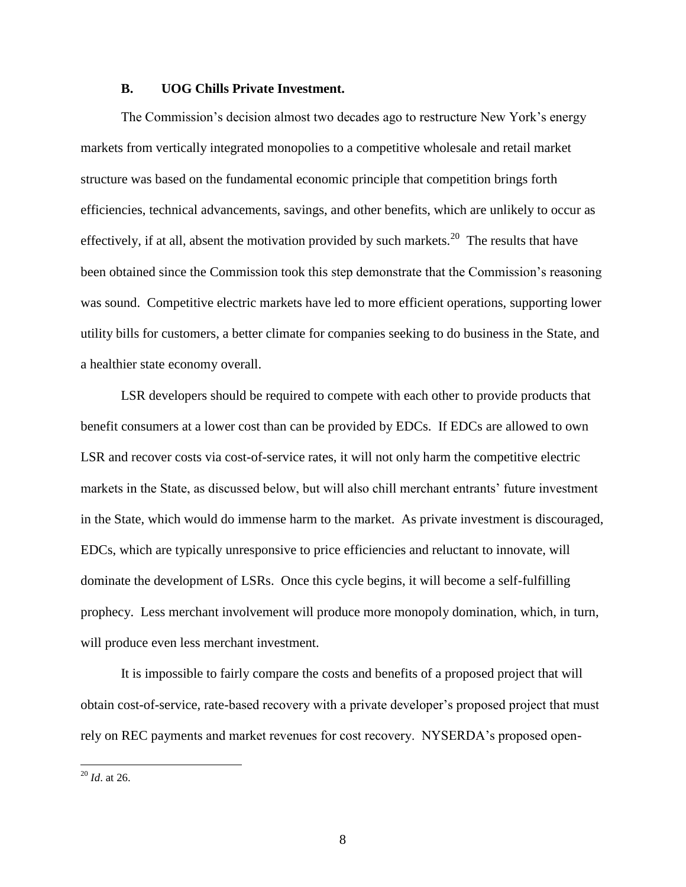### B. UOG Chills Private Investment.

The Commission's decision almost two decades ago to restructure New York's energy markets from vertically integrated monopolies to a competitive wholesale and retail market structure was based on the fundamental economic principle that competition brings forth efficiencies, technical advancements, savings, and other benefits, which are unlikely to occur as effectively, if at all, absent the motivation provided by such markets.[20] The results that have been obtained since the Commission took this step demonstrate that the Commission's reasoning was sound. Competitive electric markets have led to more efficient operations, supporting lower utility bills for customers, a better climate for companies seeking to do business in the State, and a healthier state economy overall.

LSR developers should be required to compete with each other to provide products that benefit consumers at a lower cost than can be provided by EDCs. If EDCs are allowed to own LSR and recover costs via cost-of-service rates, it will not only harm the competitive electric markets in the State, as discussed below, but will also chill merchant entrants' future investment in the State, which would do immense harm to the market. As private investment is discouraged, EDCs, which are typically unresponsive to price efficiencies and reluctant to innovate, will dominate the development of LSRs. Once this cycle begins, it will become a self-fulfilling prophecy. Less merchant involvement will produce more monopoly domination, which, in turn, will produce even less merchant investment.

It is impossible to fairly compare the costs and benefits of a proposed project that will obtain cost-of-service, rate-based recovery with a private developer's proposed project that must rely on REC payments and market revenues for cost recovery. NYSERDA's proposed open-

---

[20] *Id*. at 26.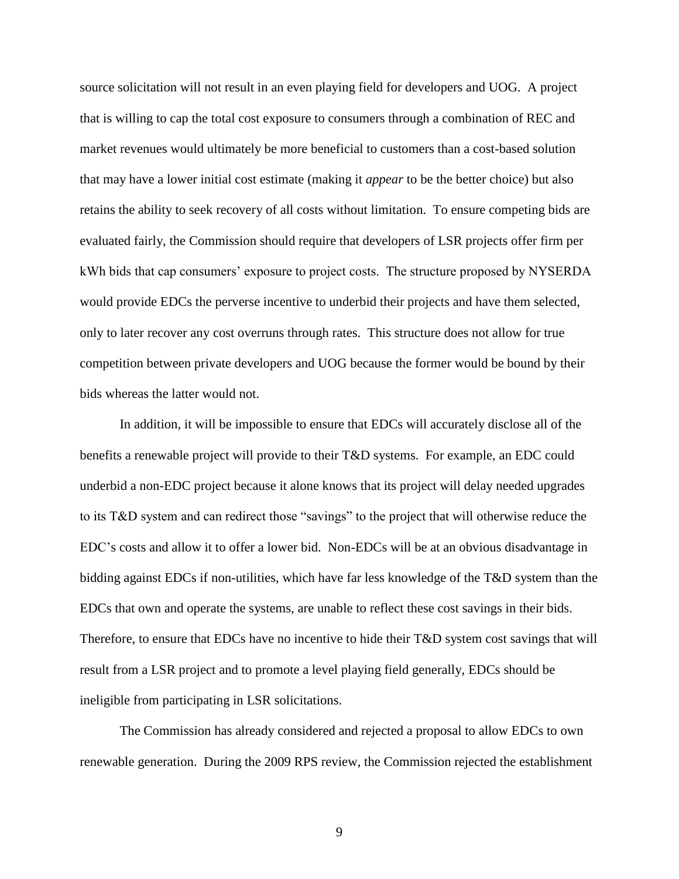source solicitation will not result in an even playing field for developers and UOG. A project that is willing to cap the total cost exposure to consumers through a combination of REC and market revenues would ultimately be more beneficial to customers than a cost-based solution that may have a lower initial cost estimate (making it *appear* to be the better choice) but also retains the ability to seek recovery of all costs without limitation. To ensure competing bids are evaluated fairly, the Commission should require that developers of LSR projects offer firm per kWh bids that cap consumers' exposure to project costs. The structure proposed by NYSERDA would provide EDCs the perverse incentive to underbid their projects and have them selected, only to later recover any cost overruns through rates. This structure does not allow for true competition between private developers and UOG because the former would be bound by their bids whereas the latter would not.

In addition, it will be impossible to ensure that EDCs will accurately disclose all of the benefits a renewable project will provide to their T&D systems. For example, an EDC could underbid a non-EDC project because it alone knows that its project will delay needed upgrades to its T&D system and can redirect those "savings" to the project that will otherwise reduce the EDC's costs and allow it to offer a lower bid. Non-EDCs will be at an obvious disadvantage in bidding against EDCs if non-utilities, which have far less knowledge of the T&D system than the EDCs that own and operate the systems, are unable to reflect these cost savings in their bids. Therefore, to ensure that EDCs have no incentive to hide their T&D system cost savings that will result from a LSR project and to promote a level playing field generally, EDCs should be ineligible from participating in LSR solicitations.

The Commission has already considered and rejected a proposal to allow EDCs to own renewable generation. During the 2009 RPS review, the Commission rejected the establishment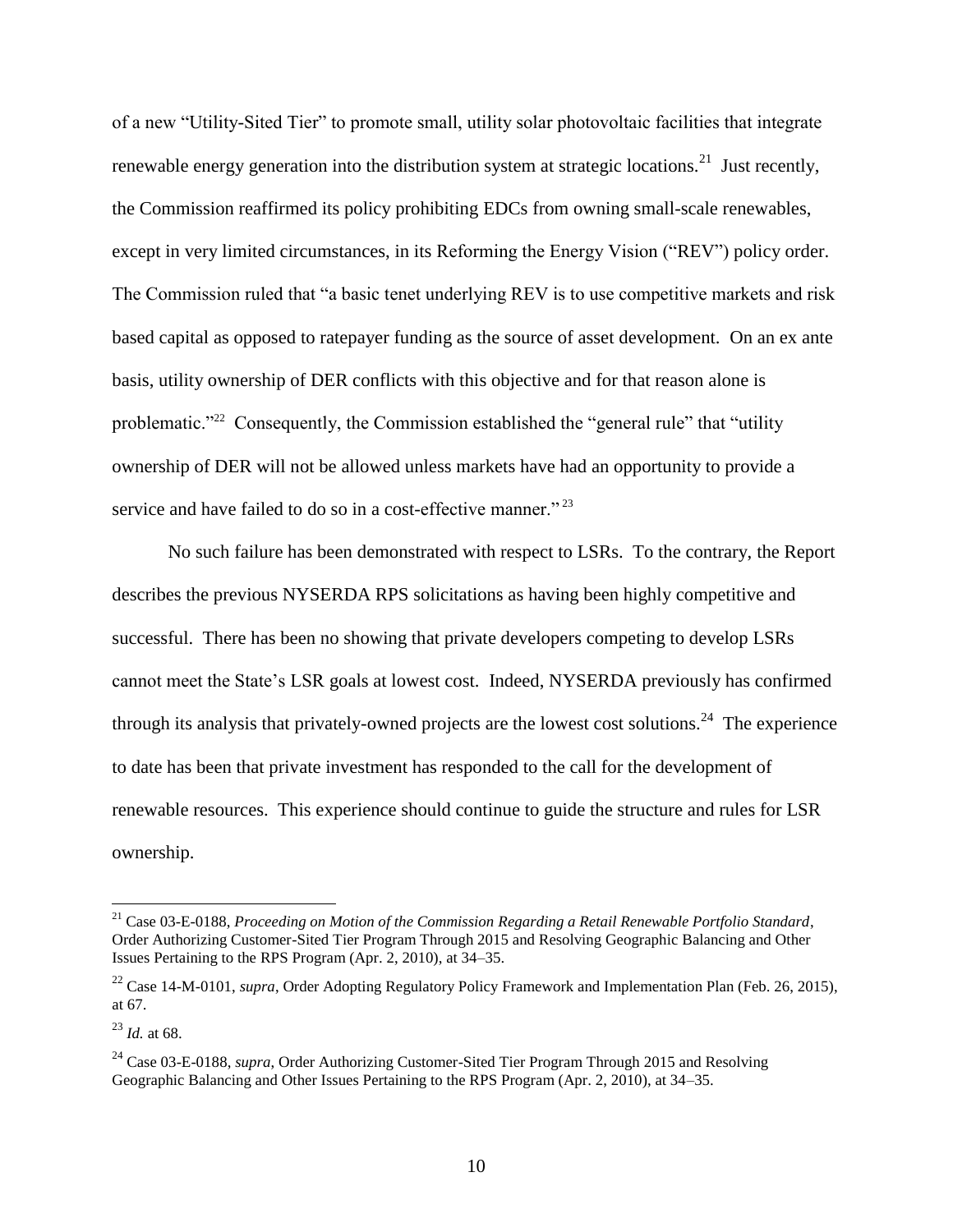of a new "Utility-Sited Tier" to promote small, utility solar photovoltaic facilities that integrate renewable energy generation into the distribution system at strategic locations.[21] Just recently, the Commission reaffirmed its policy prohibiting EDCs from owning small-scale renewables, except in very limited circumstances, in its Reforming the Energy Vision ("REV") policy order. The Commission ruled that "a basic tenet underlying REV is to use competitive markets and risk based capital as opposed to ratepayer funding as the source of asset development. On an ex ante basis, utility ownership of DER conflicts with this objective and for that reason alone is problematic."[22] Consequently, the Commission established the "general rule" that "utility ownership of DER will not be allowed unless markets have had an opportunity to provide a service and have failed to do so in a cost-effective manner."[23]

No such failure has been demonstrated with respect to LSRs. To the contrary, the Report describes the previous NYSERDA RPS solicitations as having been highly competitive and successful. There has been no showing that private developers competing to develop LSRs cannot meet the State's LSR goals at lowest cost. Indeed, NYSERDA previously has confirmed through its analysis that privately-owned projects are the lowest cost solutions.[24] The experience to date has been that private investment has responded to the call for the development of renewable resources. This experience should continue to guide the structure and rules for LSR ownership.

---

[21] Case 03-E-0188, *Proceeding on Motion of the Commission Regarding a Retail Renewable Portfolio Standard*, Order Authorizing Customer-Sited Tier Program Through 2015 and Resolving Geographic Balancing and Other Issues Pertaining to the RPS Program (Apr. 2, 2010), at 34–35.

[22] Case 14-M-0101, *supra*, Order Adopting Regulatory Policy Framework and Implementation Plan (Feb. 26, 2015), at 67.

[23] *Id.* at 68.

[24] Case 03-E-0188, *supra,* Order Authorizing Customer-Sited Tier Program Through 2015 and Resolving Geographic Balancing and Other Issues Pertaining to the RPS Program (Apr. 2, 2010), at 34–35.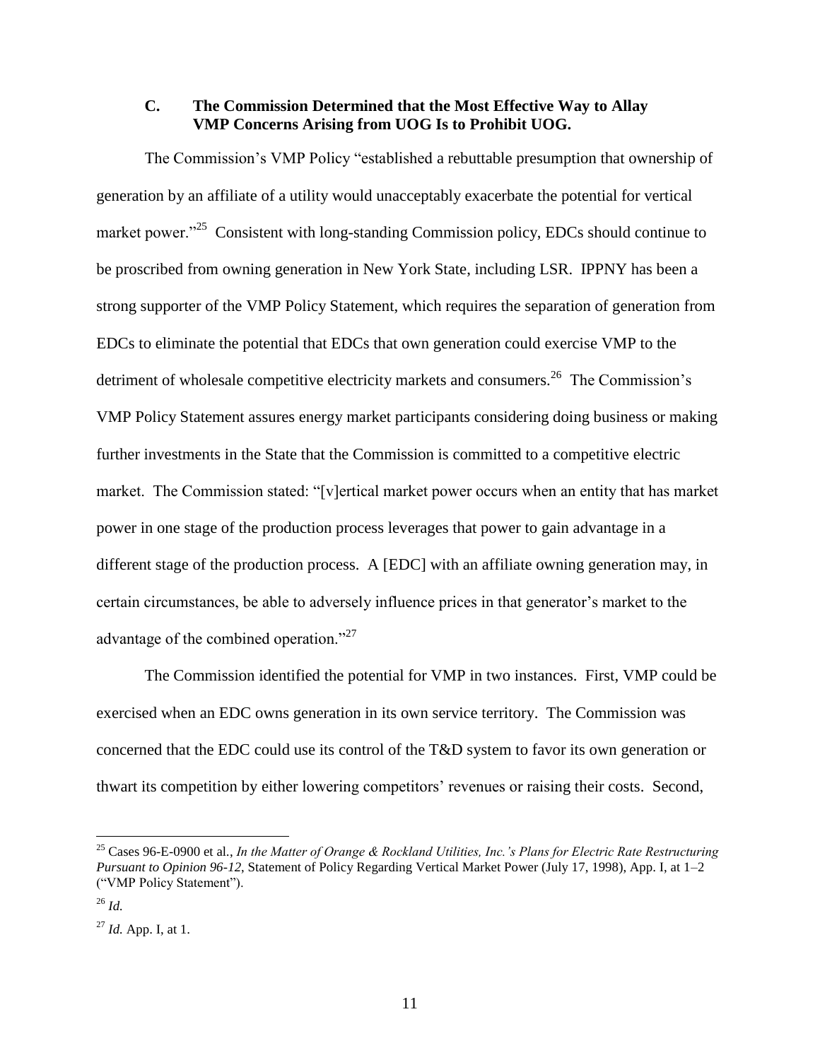### C. The Commission Determined that the Most Effective Way to Allay VMP Concerns Arising from UOG Is to Prohibit UOG.

The Commission's VMP Policy "established a rebuttable presumption that ownership of generation by an affiliate of a utility would unacceptably exacerbate the potential for vertical market power."[25] Consistent with long-standing Commission policy, EDCs should continue to be proscribed from owning generation in New York State, including LSR. IPPNY has been a strong supporter of the VMP Policy Statement, which requires the separation of generation from EDCs to eliminate the potential that EDCs that own generation could exercise VMP to the detriment of wholesale competitive electricity markets and consumers.[26] The Commission's VMP Policy Statement assures energy market participants considering doing business or making further investments in the State that the Commission is committed to a competitive electric market. The Commission stated: "[v]ertical market power occurs when an entity that has market power in one stage of the production process leverages that power to gain advantage in a different stage of the production process. A [EDC] with an affiliate owning generation may, in certain circumstances, be able to adversely influence prices in that generator's market to the advantage of the combined operation."[27]

The Commission identified the potential for VMP in two instances. First, VMP could be exercised when an EDC owns generation in its own service territory. The Commission was concerned that the EDC could use its control of the T&D system to favor its own generation or thwart its competition by either lowering competitors' revenues or raising their costs. Second,

---

[25] Cases 96-E-0900 et al., *In the Matter of Orange & Rockland Utilities, Inc.'s Plans for Electric Rate Restructuring Pursuant to Opinion 96-12*, Statement of Policy Regarding Vertical Market Power (July 17, 1998), App. I, at 1–2 ("VMP Policy Statement").

[26] *Id.*

[27] *Id.* App. I, at 1.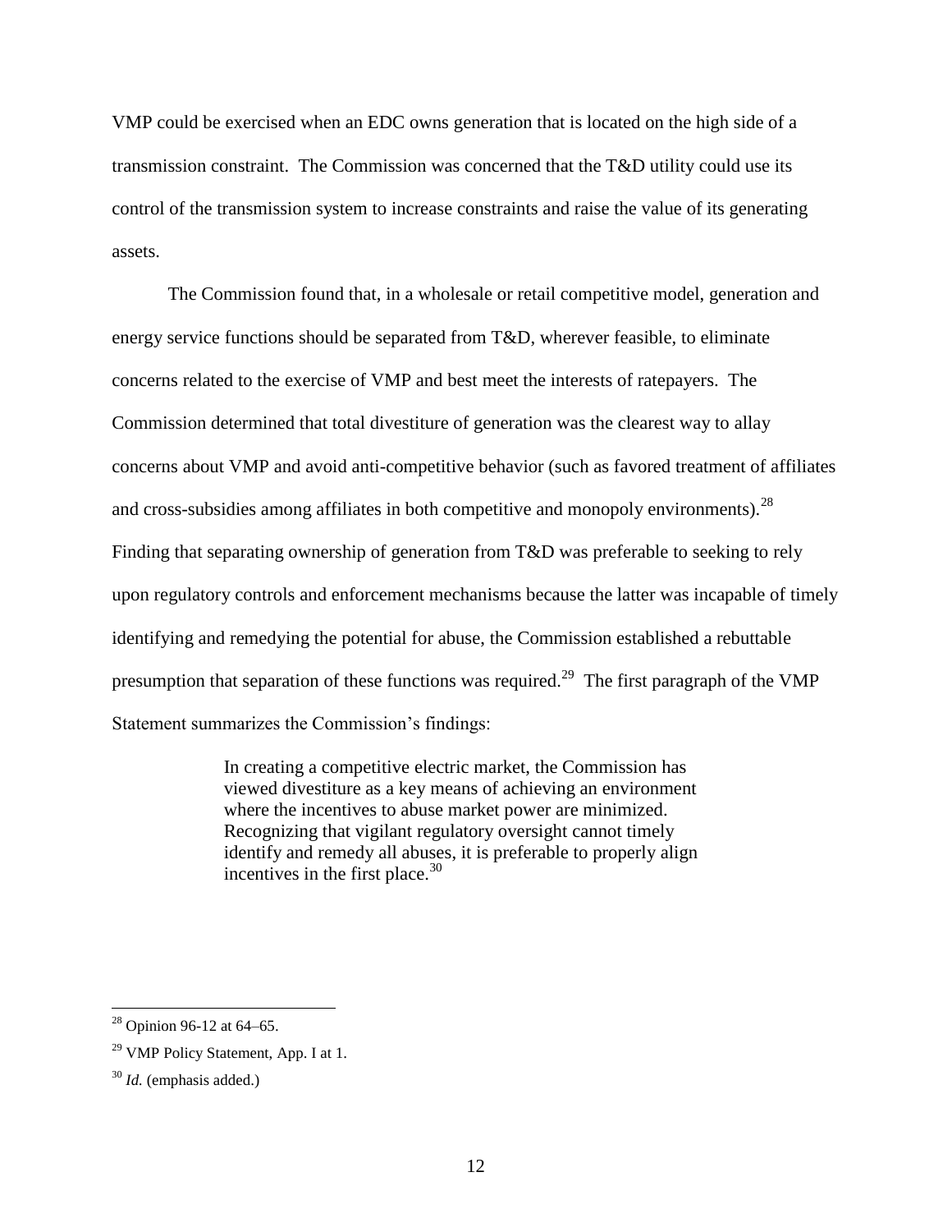VMP could be exercised when an EDC owns generation that is located on the high side of a transmission constraint. The Commission was concerned that the T&D utility could use its control of the transmission system to increase constraints and raise the value of its generating assets.

The Commission found that, in a wholesale or retail competitive model, generation and energy service functions should be separated from T&D, wherever feasible, to eliminate concerns related to the exercise of VMP and best meet the interests of ratepayers. The Commission determined that total divestiture of generation was the clearest way to allay concerns about VMP and avoid anti-competitive behavior (such as favored treatment of affiliates and cross-subsidies among affiliates in both competitive and monopoly environments).[28] Finding that separating ownership of generation from T&D was preferable to seeking to rely upon regulatory controls and enforcement mechanisms because the latter was incapable of timely identifying and remedying the potential for abuse, the Commission established a rebuttable presumption that separation of these functions was required.[29] The first paragraph of the VMP Statement summarizes the Commission's findings:

> In creating a competitive electric market, the Commission has viewed divestiture as a key means of achieving an environment where the incentives to abuse market power are minimized. Recognizing that vigilant regulatory oversight cannot timely identify and remedy all abuses, it is preferable to properly align incentives in the first place.[30]

---

[28] Opinion 96-12 at 64–65.

[29] VMP Policy Statement, App. I at 1.

[30] *Id.* (emphasis added.)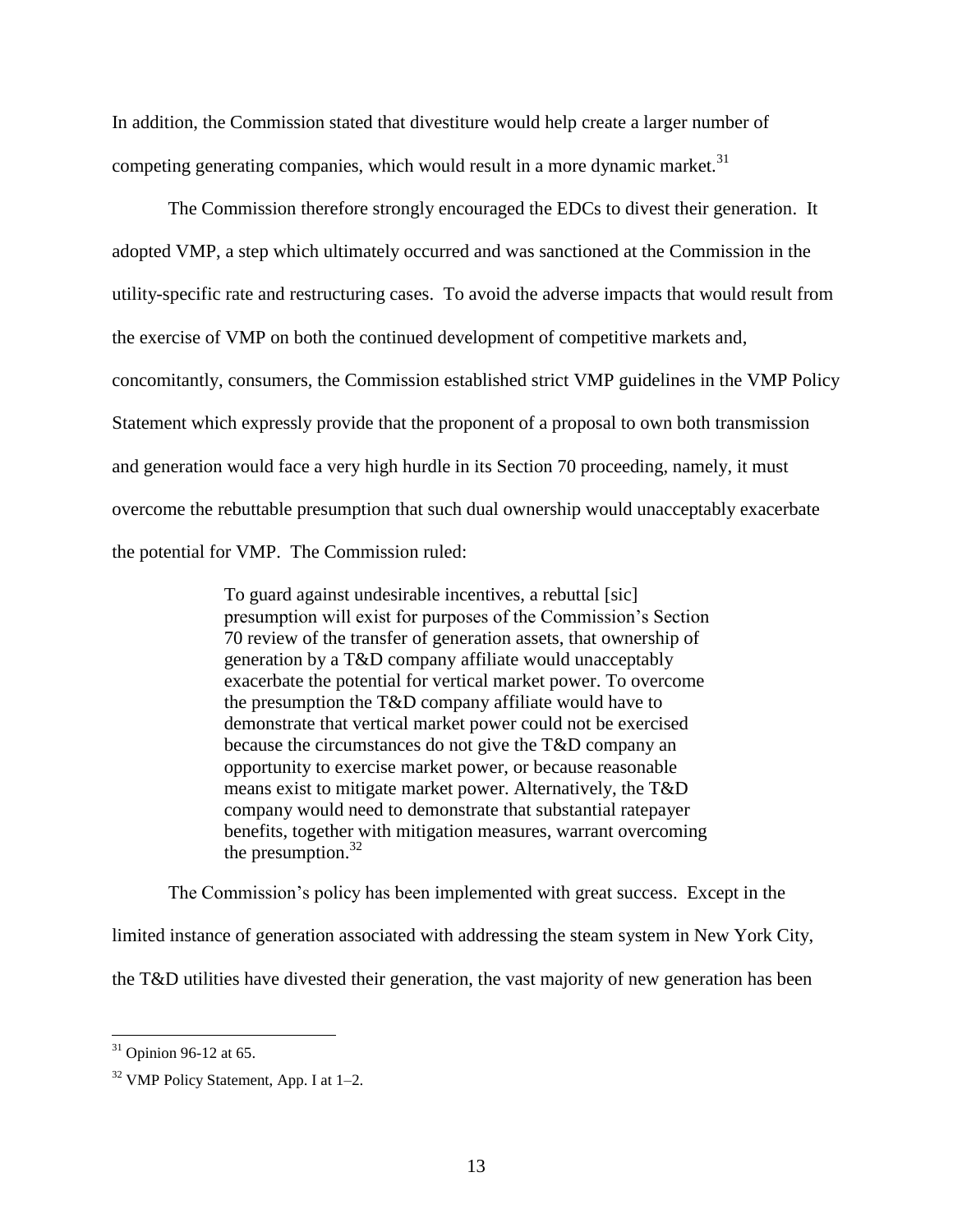In addition, the Commission stated that divestiture would help create a larger number of competing generating companies, which would result in a more dynamic market.[31]

The Commission therefore strongly encouraged the EDCs to divest their generation. It adopted VMP, a step which ultimately occurred and was sanctioned at the Commission in the utility-specific rate and restructuring cases. To avoid the adverse impacts that would result from the exercise of VMP on both the continued development of competitive markets and, concomitantly, consumers, the Commission established strict VMP guidelines in the VMP Policy Statement which expressly provide that the proponent of a proposal to own both transmission and generation would face a very high hurdle in its Section 70 proceeding, namely, it must overcome the rebuttable presumption that such dual ownership would unacceptably exacerbate the potential for VMP. The Commission ruled:

> To guard against undesirable incentives, a rebuttal [sic] presumption will exist for purposes of the Commission's Section 70 review of the transfer of generation assets, that ownership of generation by a T&D company affiliate would unacceptably exacerbate the potential for vertical market power. To overcome the presumption the T&D company affiliate would have to demonstrate that vertical market power could not be exercised because the circumstances do not give the T&D company an opportunity to exercise market power, or because reasonable means exist to mitigate market power. Alternatively, the T&D company would need to demonstrate that substantial ratepayer benefits, together with mitigation measures, warrant overcoming the presumption.[32]

The Commission's policy has been implemented with great success. Except in the limited instance of generation associated with addressing the steam system in New York City, the T&D utilities have divested their generation, the vast majority of new generation has been

---

[31] Opinion 96-12 at 65.

[32] VMP Policy Statement, App. I at 1–2.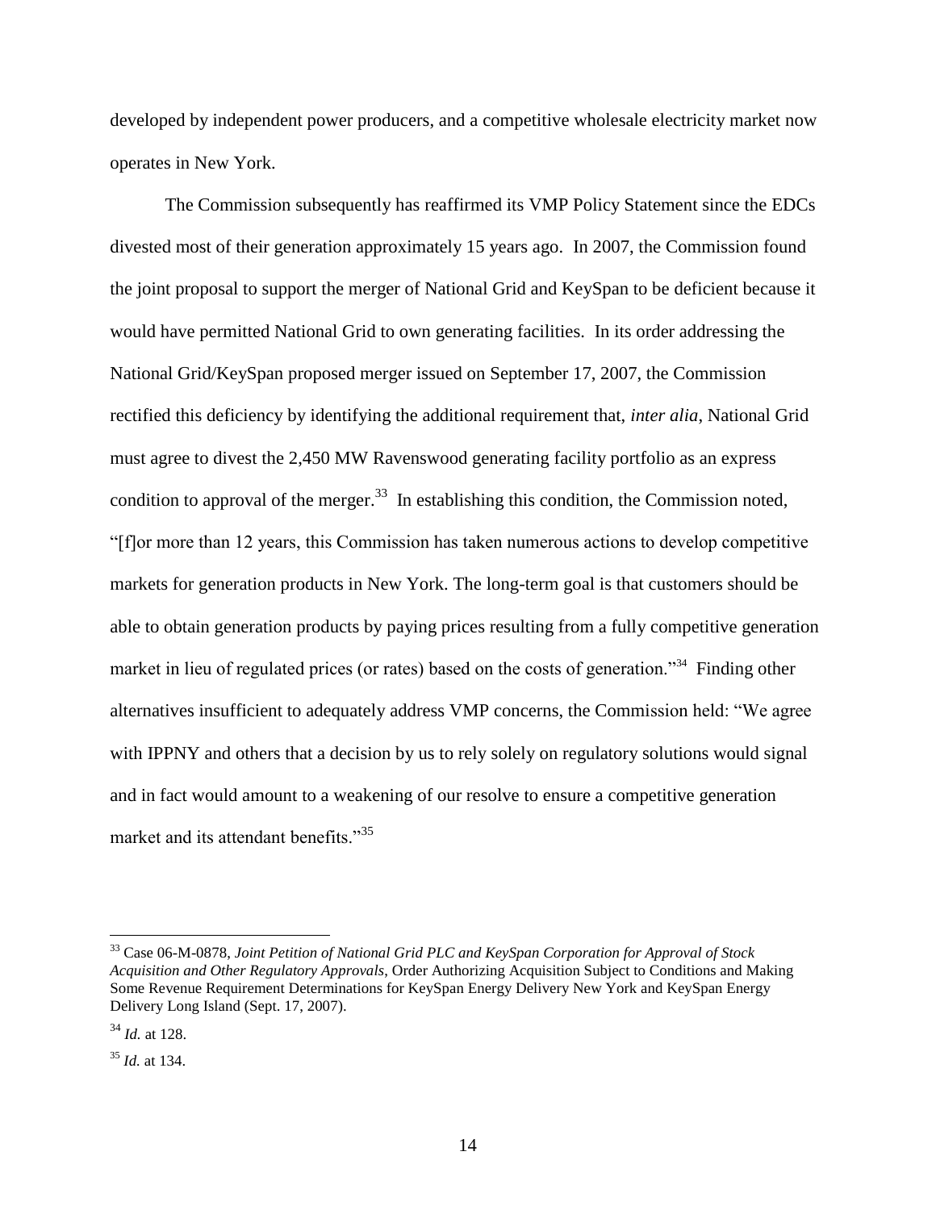developed by independent power producers, and a competitive wholesale electricity market now operates in New York.

The Commission subsequently has reaffirmed its VMP Policy Statement since the EDCs divested most of their generation approximately 15 years ago. In 2007, the Commission found the joint proposal to support the merger of National Grid and KeySpan to be deficient because it would have permitted National Grid to own generating facilities. In its order addressing the National Grid/KeySpan proposed merger issued on September 17, 2007, the Commission rectified this deficiency by identifying the additional requirement that, *inter alia*, National Grid must agree to divest the 2,450 MW Ravenswood generating facility portfolio as an express condition to approval of the merger.[33] In establishing this condition, the Commission noted, "[f]or more than 12 years, this Commission has taken numerous actions to develop competitive markets for generation products in New York. The long-term goal is that customers should be able to obtain generation products by paying prices resulting from a fully competitive generation market in lieu of regulated prices (or rates) based on the costs of generation."[34] Finding other alternatives insufficient to adequately address VMP concerns, the Commission held: "We agree with IPPNY and others that a decision by us to rely solely on regulatory solutions would signal and in fact would amount to a weakening of our resolve to ensure a competitive generation market and its attendant benefits."[35]

---

[33] Case 06-M-0878, *Joint Petition of National Grid PLC and KeySpan Corporation for Approval of Stock Acquisition and Other Regulatory Approvals*, Order Authorizing Acquisition Subject to Conditions and Making Some Revenue Requirement Determinations for KeySpan Energy Delivery New York and KeySpan Energy Delivery Long Island (Sept. 17, 2007).

[34] *Id.* at 128.

[35] *Id.* at 134.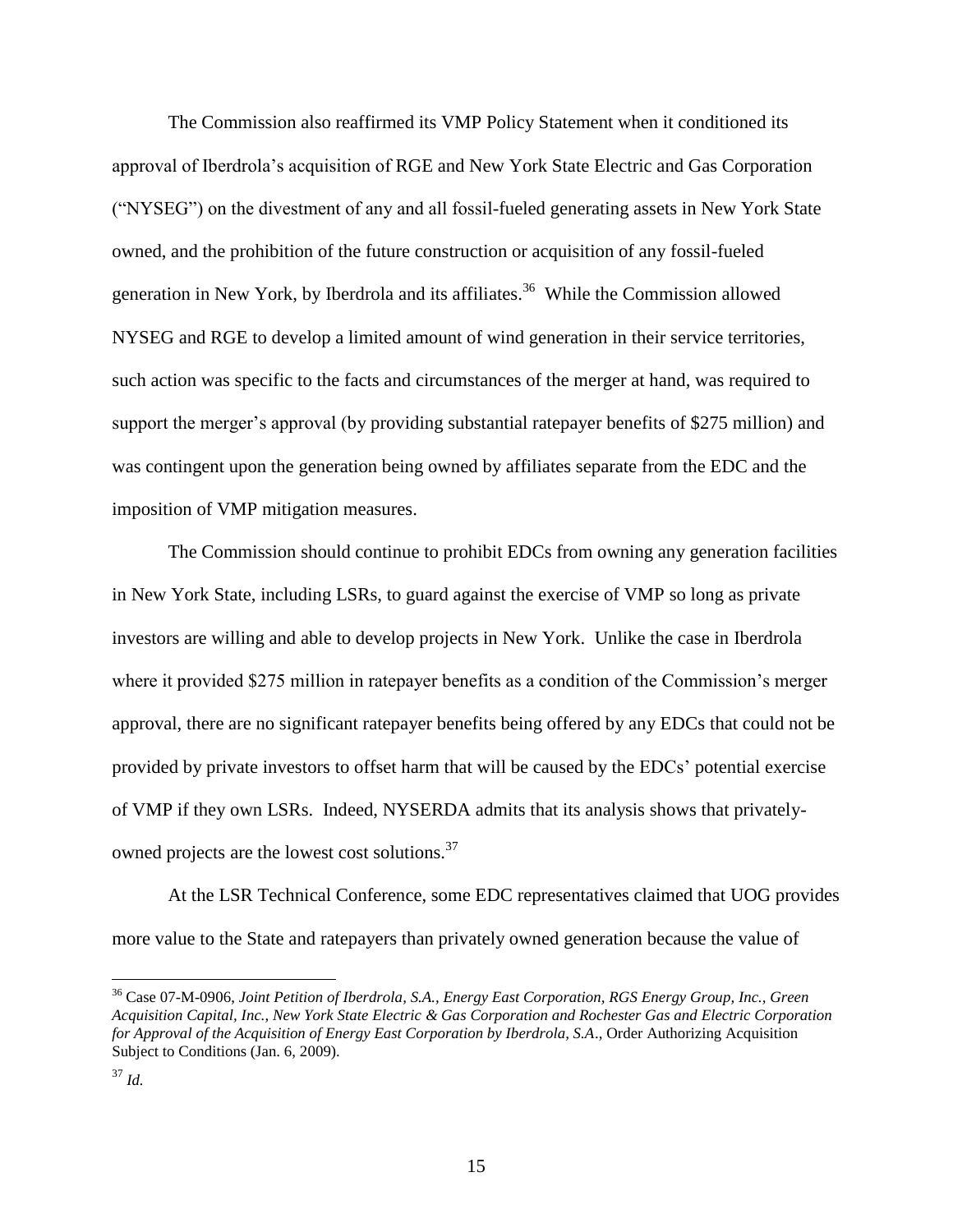The Commission also reaffirmed its VMP Policy Statement when it conditioned its approval of Iberdrola's acquisition of RGE and New York State Electric and Gas Corporation ("NYSEG") on the divestment of any and all fossil-fueled generating assets in New York State owned, and the prohibition of the future construction or acquisition of any fossil-fueled generation in New York, by Iberdrola and its affiliates.[36] While the Commission allowed NYSEG and RGE to develop a limited amount of wind generation in their service territories, such action was specific to the facts and circumstances of the merger at hand, was required to support the merger's approval (by providing substantial ratepayer benefits of $275 million) and was contingent upon the generation being owned by affiliates separate from the EDC and the imposition of VMP mitigation measures.

The Commission should continue to prohibit EDCs from owning any generation facilities in New York State, including LSRs, to guard against the exercise of VMP so long as private investors are willing and able to develop projects in New York. Unlike the case in Iberdrola where it provided $275 million in ratepayer benefits as a condition of the Commission's merger approval, there are no significant ratepayer benefits being offered by any EDCs that could not be provided by private investors to offset harm that will be caused by the EDCs' potential exercise of VMP if they own LSRs. Indeed, NYSERDA admits that its analysis shows that privately-owned projects are the lowest cost solutions.[37]

At the LSR Technical Conference, some EDC representatives claimed that UOG provides more value to the State and ratepayers than privately owned generation because the value of

---

[36] Case 07-M-0906, *Joint Petition of Iberdrola, S.A., Energy East Corporation, RGS Energy Group, Inc., Green Acquisition Capital, Inc., New York State Electric & Gas Corporation and Rochester Gas and Electric Corporation for Approval of the Acquisition of Energy East Corporation by Iberdrola, S.A*., Order Authorizing Acquisition Subject to Conditions (Jan. 6, 2009).

[37] *Id.*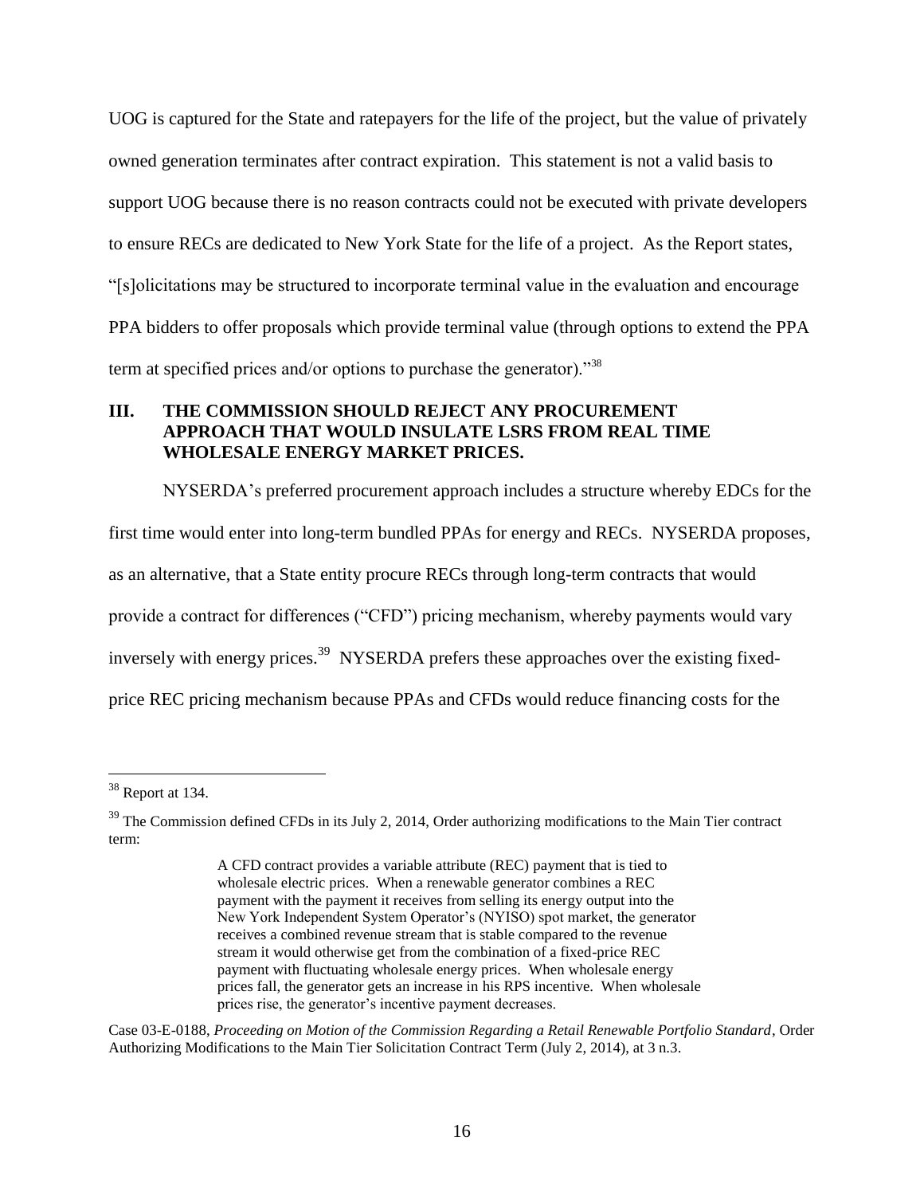UOG is captured for the State and ratepayers for the life of the project, but the value of privately owned generation terminates after contract expiration. This statement is not a valid basis to support UOG because there is no reason contracts could not be executed with private developers to ensure RECs are dedicated to New York State for the life of a project. As the Report states, "[s]olicitations may be structured to incorporate terminal value in the evaluation and encourage PPA bidders to offer proposals which provide terminal value (through options to extend the PPA term at specified prices and/or options to purchase the generator)."[38]

## III. THE COMMISSION SHOULD REJECT ANY PROCUREMENT APPROACH THAT WOULD INSULATE LSRS FROM REAL TIME WHOLESALE ENERGY MARKET PRICES.

NYSERDA's preferred procurement approach includes a structure whereby EDCs for the first time would enter into long-term bundled PPAs for energy and RECs. NYSERDA proposes, as an alternative, that a State entity procure RECs through long-term contracts that would provide a contract for differences ("CFD") pricing mechanism, whereby payments would vary inversely with energy prices.[39] NYSERDA prefers these approaches over the existing fixed-price REC pricing mechanism because PPAs and CFDs would reduce financing costs for the

---

[38] Report at 134.

[39] The Commission defined CFDs in its July 2, 2014, Order authorizing modifications to the Main Tier contract term:

> A CFD contract provides a variable attribute (REC) payment that is tied to wholesale electric prices. When a renewable generator combines a REC payment with the payment it receives from selling its energy output into the New York Independent System Operator's (NYISO) spot market, the generator receives a combined revenue stream that is stable compared to the revenue stream it would otherwise get from the combination of a fixed-price REC payment with fluctuating wholesale energy prices. When wholesale energy prices fall, the generator gets an increase in his RPS incentive. When wholesale prices rise, the generator's incentive payment decreases.

Case 03-E-0188, *Proceeding on Motion of the Commission Regarding a Retail Renewable Portfolio Standard*, Order Authorizing Modifications to the Main Tier Solicitation Contract Term (July 2, 2014), at 3 n.3.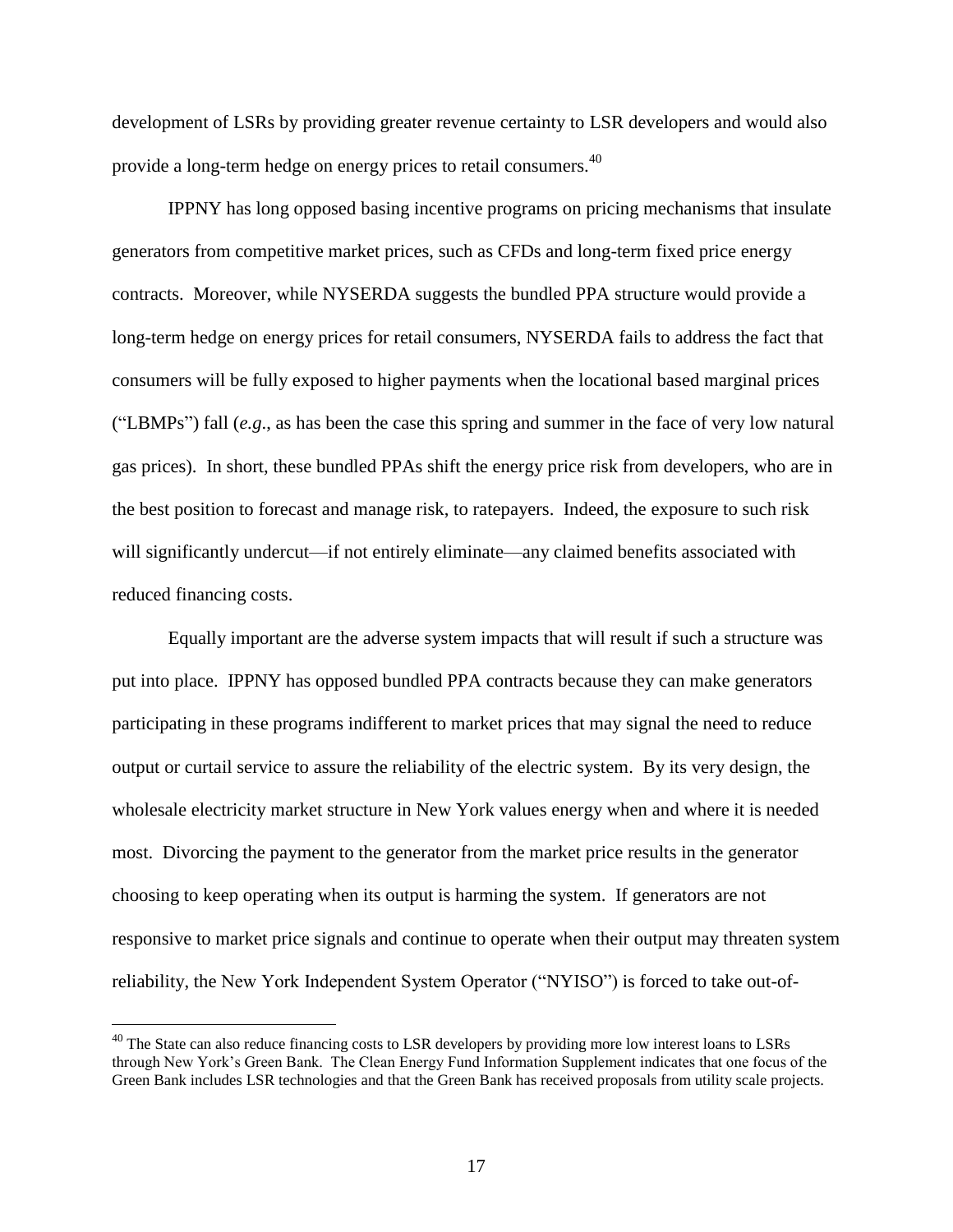development of LSRs by providing greater revenue certainty to LSR developers and would also provide a long-term hedge on energy prices to retail consumers.[40]

IPPNY has long opposed basing incentive programs on pricing mechanisms that insulate generators from competitive market prices, such as CFDs and long-term fixed price energy contracts. Moreover, while NYSERDA suggests the bundled PPA structure would provide a long-term hedge on energy prices for retail consumers, NYSERDA fails to address the fact that consumers will be fully exposed to higher payments when the locational based marginal prices ("LBMPs") fall (*e.g.*, as has been the case this spring and summer in the face of very low natural gas prices). In short, these bundled PPAs shift the energy price risk from developers, who are in the best position to forecast and manage risk, to ratepayers. Indeed, the exposure to such risk will significantly undercut—if not entirely eliminate—any claimed benefits associated with reduced financing costs.

Equally important are the adverse system impacts that will result if such a structure was put into place. IPPNY has opposed bundled PPA contracts because they can make generators participating in these programs indifferent to market prices that may signal the need to reduce output or curtail service to assure the reliability of the electric system. By its very design, the wholesale electricity market structure in New York values energy when and where it is needed most. Divorcing the payment to the generator from the market price results in the generator choosing to keep operating when its output is harming the system. If generators are not responsive to market price signals and continue to operate when their output may threaten system reliability, the New York Independent System Operator ("NYISO") is forced to take out-of-

---

[40] The State can also reduce financing costs to LSR developers by providing more low interest loans to LSRs through New York's Green Bank. The Clean Energy Fund Information Supplement indicates that one focus of the Green Bank includes LSR technologies and that the Green Bank has received proposals from utility scale projects.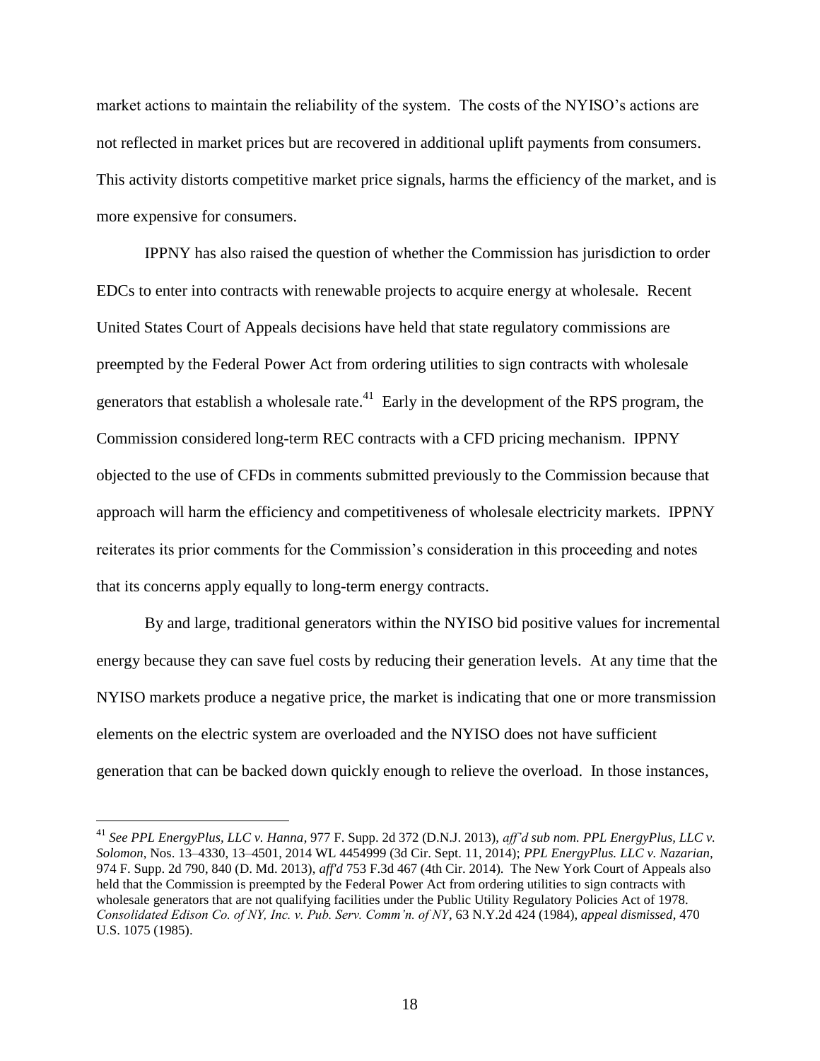market actions to maintain the reliability of the system. The costs of the NYISO's actions are not reflected in market prices but are recovered in additional uplift payments from consumers. This activity distorts competitive market price signals, harms the efficiency of the market, and is more expensive for consumers.

IPPNY has also raised the question of whether the Commission has jurisdiction to order EDCs to enter into contracts with renewable projects to acquire energy at wholesale. Recent United States Court of Appeals decisions have held that state regulatory commissions are preempted by the Federal Power Act from ordering utilities to sign contracts with wholesale generators that establish a wholesale rate.[41] Early in the development of the RPS program, the Commission considered long-term REC contracts with a CFD pricing mechanism. IPPNY objected to the use of CFDs in comments submitted previously to the Commission because that approach will harm the efficiency and competitiveness of wholesale electricity markets. IPPNY reiterates its prior comments for the Commission's consideration in this proceeding and notes that its concerns apply equally to long-term energy contracts.

By and large, traditional generators within the NYISO bid positive values for incremental energy because they can save fuel costs by reducing their generation levels. At any time that the NYISO markets produce a negative price, the market is indicating that one or more transmission elements on the electric system are overloaded and the NYISO does not have sufficient generation that can be backed down quickly enough to relieve the overload. In those instances,

---

[41] *See PPL EnergyPlus, LLC v. Hanna*, 977 F. Supp. 2d 372 (D.N.J. 2013), *aff'd sub nom. PPL EnergyPlus, LLC v. Solomon*, Nos. 13–4330, 13–4501, 2014 WL 4454999 (3d Cir. Sept. 11, 2014); *PPL EnergyPlus. LLC v. Nazarian,* 974 F. Supp. 2d 790, 840 (D. Md. 2013), *aff'd* 753 F.3d 467 (4th Cir. 2014). The New York Court of Appeals also held that the Commission is preempted by the Federal Power Act from ordering utilities to sign contracts with wholesale generators that are not qualifying facilities under the Public Utility Regulatory Policies Act of 1978. *Consolidated Edison Co. of NY, Inc. v. Pub. Serv. Comm'n. of NY*, 63 N.Y.2d 424 (1984), *appeal dismissed*, 470 U.S. 1075 (1985).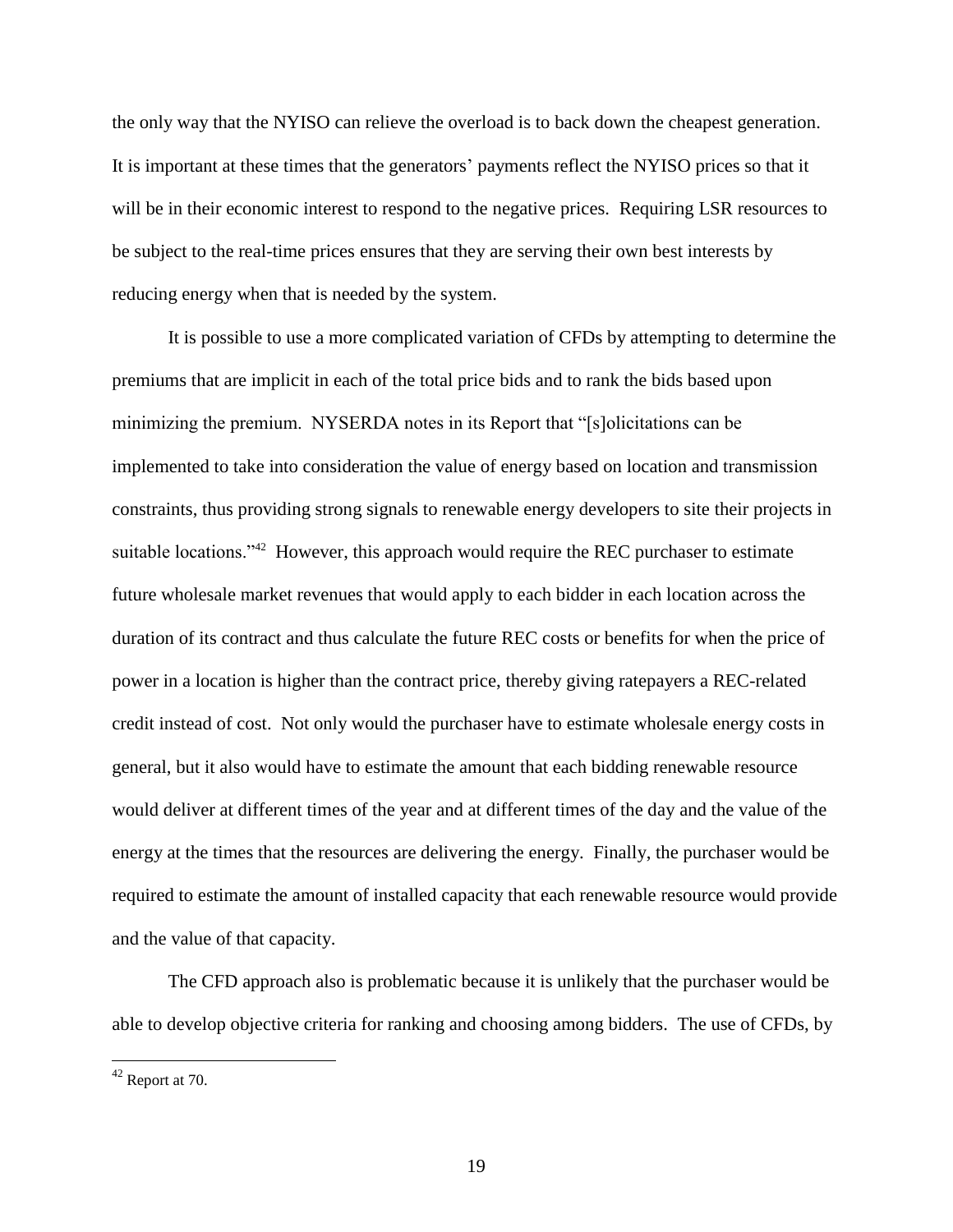the only way that the NYISO can relieve the overload is to back down the cheapest generation. It is important at these times that the generators' payments reflect the NYISO prices so that it will be in their economic interest to respond to the negative prices. Requiring LSR resources to be subject to the real-time prices ensures that they are serving their own best interests by reducing energy when that is needed by the system.

It is possible to use a more complicated variation of CFDs by attempting to determine the premiums that are implicit in each of the total price bids and to rank the bids based upon minimizing the premium. NYSERDA notes in its Report that "[s]olicitations can be implemented to take into consideration the value of energy based on location and transmission constraints, thus providing strong signals to renewable energy developers to site their projects in suitable locations."[42] However, this approach would require the REC purchaser to estimate future wholesale market revenues that would apply to each bidder in each location across the duration of its contract and thus calculate the future REC costs or benefits for when the price of power in a location is higher than the contract price, thereby giving ratepayers a REC-related credit instead of cost. Not only would the purchaser have to estimate wholesale energy costs in general, but it also would have to estimate the amount that each bidding renewable resource would deliver at different times of the year and at different times of the day and the value of the energy at the times that the resources are delivering the energy. Finally, the purchaser would be required to estimate the amount of installed capacity that each renewable resource would provide and the value of that capacity.

The CFD approach also is problematic because it is unlikely that the purchaser would be able to develop objective criteria for ranking and choosing among bidders. The use of CFDs, by

[42] Report at 70.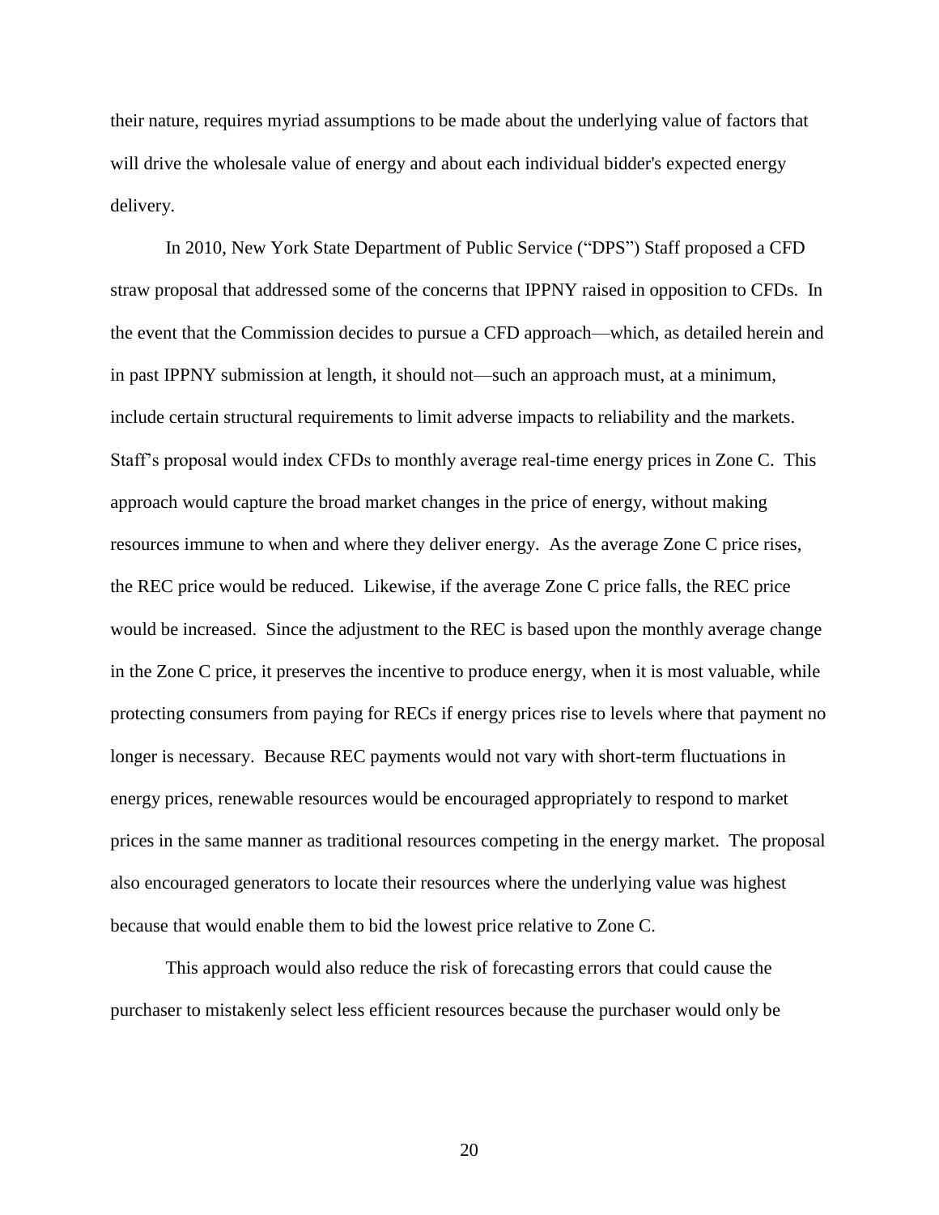their nature, requires myriad assumptions to be made about the underlying value of factors that will drive the wholesale value of energy and about each individual bidder's expected energy delivery.

In 2010, New York State Department of Public Service ("DPS") Staff proposed a CFD straw proposal that addressed some of the concerns that IPPNY raised in opposition to CFDs. In the event that the Commission decides to pursue a CFD approach—which, as detailed herein and in past IPPNY submission at length, it should not—such an approach must, at a minimum, include certain structural requirements to limit adverse impacts to reliability and the markets. Staff's proposal would index CFDs to monthly average real-time energy prices in Zone C. This approach would capture the broad market changes in the price of energy, without making resources immune to when and where they deliver energy. As the average Zone C price rises, the REC price would be reduced. Likewise, if the average Zone C price falls, the REC price would be increased. Since the adjustment to the REC is based upon the monthly average change in the Zone C price, it preserves the incentive to produce energy, when it is most valuable, while protecting consumers from paying for RECs if energy prices rise to levels where that payment no longer is necessary. Because REC payments would not vary with short-term fluctuations in energy prices, renewable resources would be encouraged appropriately to respond to market prices in the same manner as traditional resources competing in the energy market. The proposal also encouraged generators to locate their resources where the underlying value was highest because that would enable them to bid the lowest price relative to Zone C.

This approach would also reduce the risk of forecasting errors that could cause the purchaser to mistakenly select less efficient resources because the purchaser would only be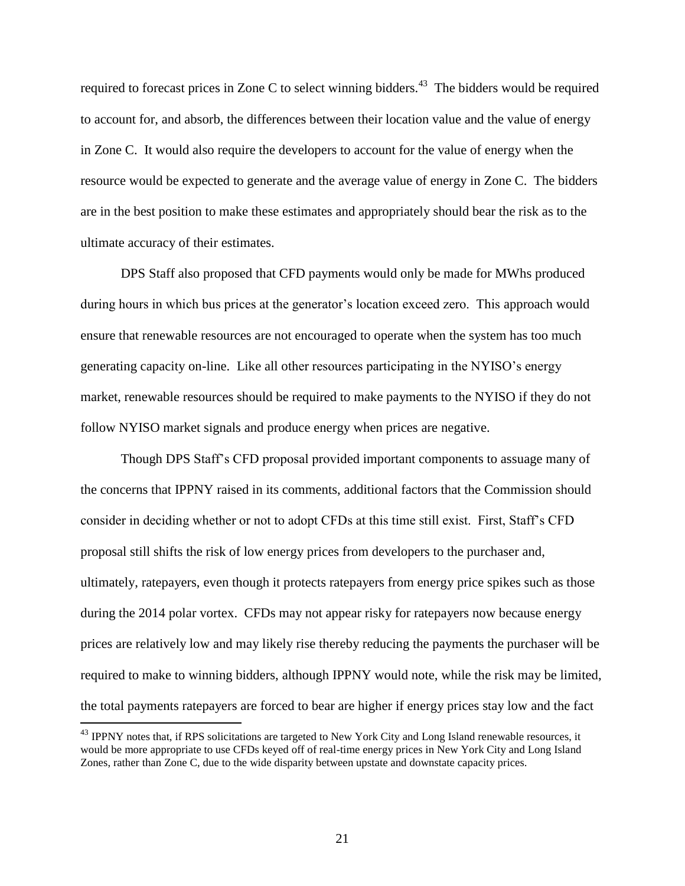required to forecast prices in Zone C to select winning bidders.[43] The bidders would be required to account for, and absorb, the differences between their location value and the value of energy in Zone C. It would also require the developers to account for the value of energy when the resource would be expected to generate and the average value of energy in Zone C. The bidders are in the best position to make these estimates and appropriately should bear the risk as to the ultimate accuracy of their estimates.

DPS Staff also proposed that CFD payments would only be made for MWhs produced during hours in which bus prices at the generator's location exceed zero. This approach would ensure that renewable resources are not encouraged to operate when the system has too much generating capacity on-line. Like all other resources participating in the NYISO's energy market, renewable resources should be required to make payments to the NYISO if they do not follow NYISO market signals and produce energy when prices are negative.

Though DPS Staff's CFD proposal provided important components to assuage many of the concerns that IPPNY raised in its comments, additional factors that the Commission should consider in deciding whether or not to adopt CFDs at this time still exist. First, Staff's CFD proposal still shifts the risk of low energy prices from developers to the purchaser and, ultimately, ratepayers, even though it protects ratepayers from energy price spikes such as those during the 2014 polar vortex. CFDs may not appear risky for ratepayers now because energy prices are relatively low and may likely rise thereby reducing the payments the purchaser will be required to make to winning bidders, although IPPNY would note, while the risk may be limited, the total payments ratepayers are forced to bear are higher if energy prices stay low and the fact

[43] IPPNY notes that, if RPS solicitations are targeted to New York City and Long Island renewable resources, it would be more appropriate to use CFDs keyed off of real-time energy prices in New York City and Long Island Zones, rather than Zone C, due to the wide disparity between upstate and downstate capacity prices.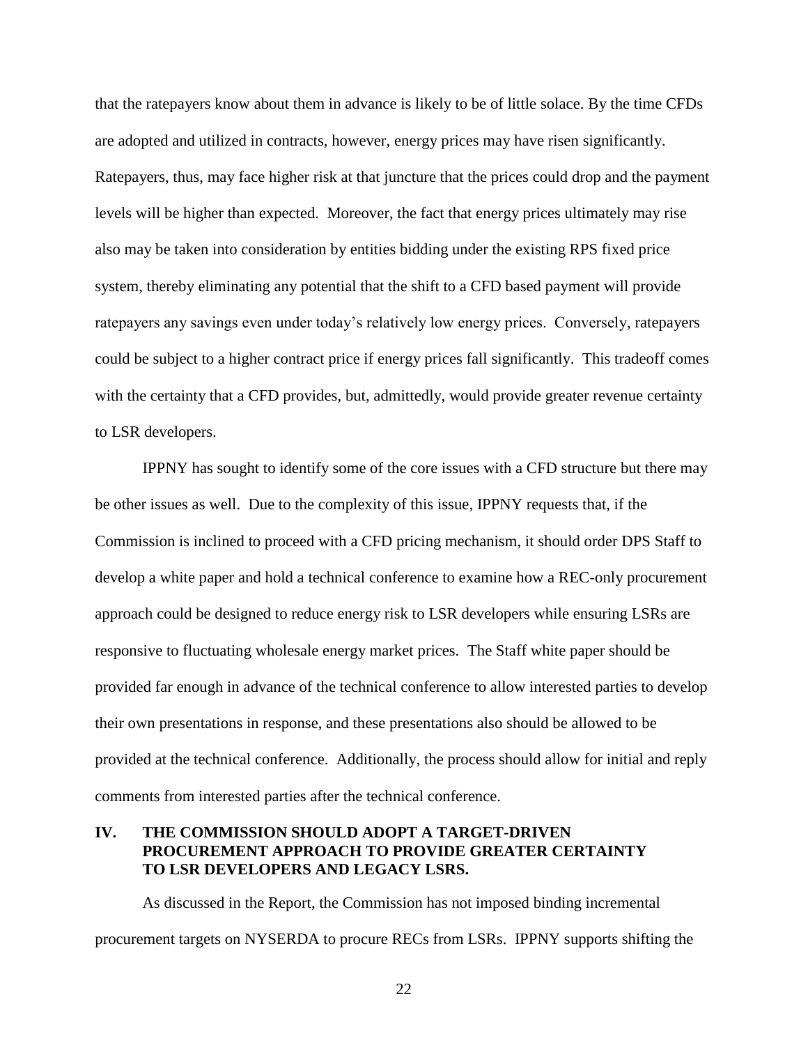that the ratepayers know about them in advance is likely to be of little solace. By the time CFDs are adopted and utilized in contracts, however, energy prices may have risen significantly. Ratepayers, thus, may face higher risk at that juncture that the prices could drop and the payment levels will be higher than expected. Moreover, the fact that energy prices ultimately may rise also may be taken into consideration by entities bidding under the existing RPS fixed price system, thereby eliminating any potential that the shift to a CFD based payment will provide ratepayers any savings even under today's relatively low energy prices. Conversely, ratepayers could be subject to a higher contract price if energy prices fall significantly. This tradeoff comes with the certainty that a CFD provides, but, admittedly, would provide greater revenue certainty to LSR developers.

IPPNY has sought to identify some of the core issues with a CFD structure but there may be other issues as well. Due to the complexity of this issue, IPPNY requests that, if the Commission is inclined to proceed with a CFD pricing mechanism, it should order DPS Staff to develop a white paper and hold a technical conference to examine how a REC-only procurement approach could be designed to reduce energy risk to LSR developers while ensuring LSRs are responsive to fluctuating wholesale energy market prices. The Staff white paper should be provided far enough in advance of the technical conference to allow interested parties to develop their own presentations in response, and these presentations also should be allowed to be provided at the technical conference. Additionally, the process should allow for initial and reply comments from interested parties after the technical conference.

## IV. THE COMMISSION SHOULD ADOPT A TARGET-DRIVEN PROCUREMENT APPROACH TO PROVIDE GREATER CERTAINTY TO LSR DEVELOPERS AND LEGACY LSRS.

As discussed in the Report, the Commission has not imposed binding incremental procurement targets on NYSERDA to procure RECs from LSRs. IPPNY supports shifting the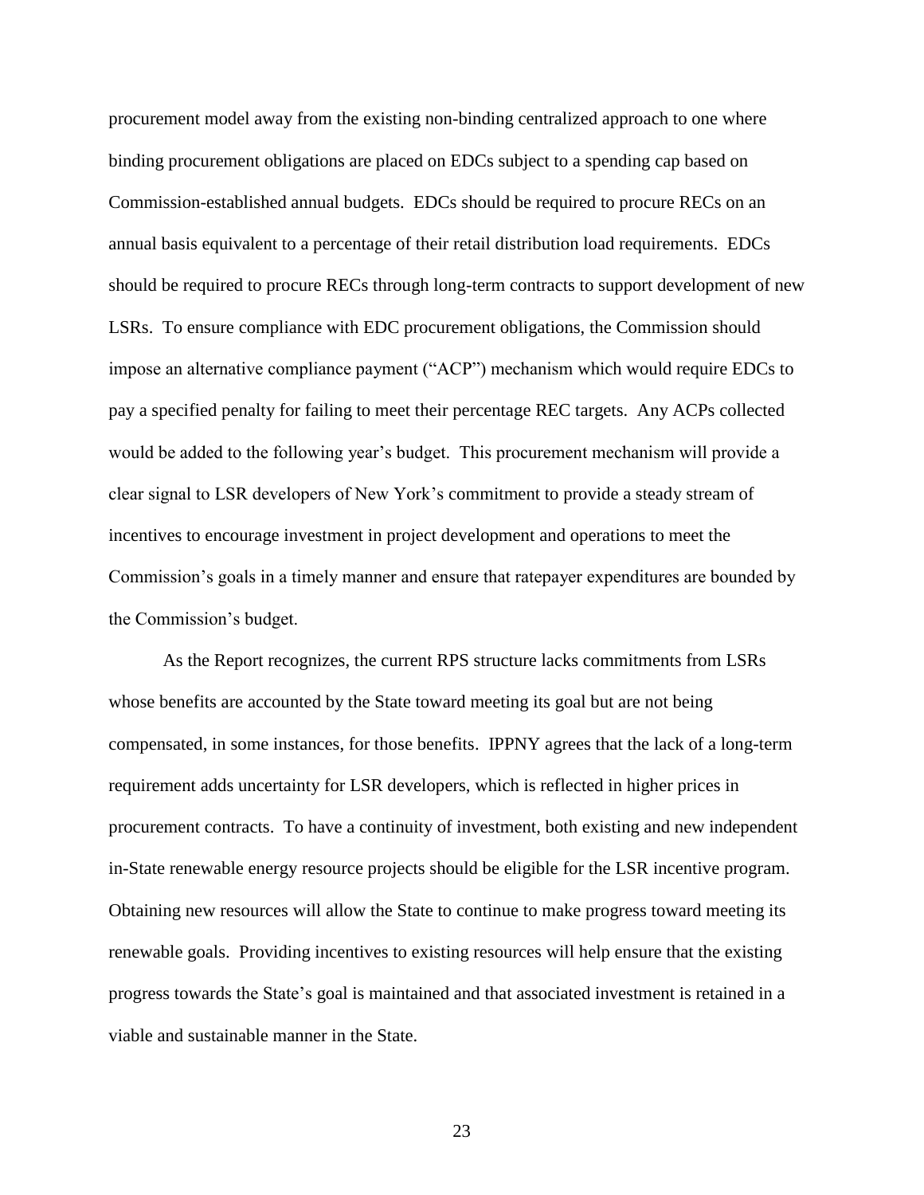procurement model away from the existing non-binding centralized approach to one where binding procurement obligations are placed on EDCs subject to a spending cap based on Commission-established annual budgets. EDCs should be required to procure RECs on an annual basis equivalent to a percentage of their retail distribution load requirements. EDCs should be required to procure RECs through long-term contracts to support development of new LSRs. To ensure compliance with EDC procurement obligations, the Commission should impose an alternative compliance payment ("ACP") mechanism which would require EDCs to pay a specified penalty for failing to meet their percentage REC targets. Any ACPs collected would be added to the following year's budget. This procurement mechanism will provide a clear signal to LSR developers of New York's commitment to provide a steady stream of incentives to encourage investment in project development and operations to meet the Commission's goals in a timely manner and ensure that ratepayer expenditures are bounded by the Commission's budget.

As the Report recognizes, the current RPS structure lacks commitments from LSRs whose benefits are accounted by the State toward meeting its goal but are not being compensated, in some instances, for those benefits. IPPNY agrees that the lack of a long-term requirement adds uncertainty for LSR developers, which is reflected in higher prices in procurement contracts. To have a continuity of investment, both existing and new independent in-State renewable energy resource projects should be eligible for the LSR incentive program. Obtaining new resources will allow the State to continue to make progress toward meeting its renewable goals. Providing incentives to existing resources will help ensure that the existing progress towards the State's goal is maintained and that associated investment is retained in a viable and sustainable manner in the State.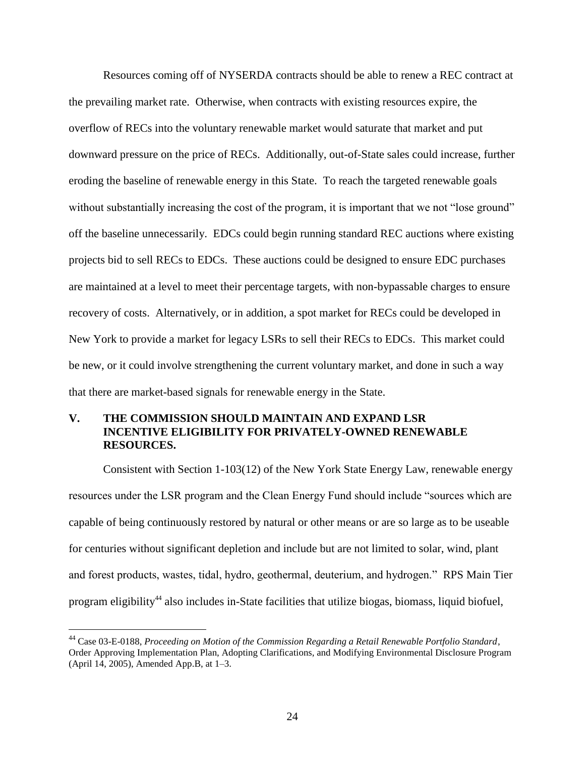Resources coming off of NYSERDA contracts should be able to renew a REC contract at the prevailing market rate. Otherwise, when contracts with existing resources expire, the overflow of RECs into the voluntary renewable market would saturate that market and put downward pressure on the price of RECs. Additionally, out-of-State sales could increase, further eroding the baseline of renewable energy in this State. To reach the targeted renewable goals without substantially increasing the cost of the program, it is important that we not "lose ground" off the baseline unnecessarily. EDCs could begin running standard REC auctions where existing projects bid to sell RECs to EDCs. These auctions could be designed to ensure EDC purchases are maintained at a level to meet their percentage targets, with non-bypassable charges to ensure recovery of costs. Alternatively, or in addition, a spot market for RECs could be developed in New York to provide a market for legacy LSRs to sell their RECs to EDCs. This market could be new, or it could involve strengthening the current voluntary market, and done in such a way that there are market-based signals for renewable energy in the State.

## V. THE COMMISSION SHOULD MAINTAIN AND EXPAND LSR INCENTIVE ELIGIBILITY FOR PRIVATELY-OWNED RENEWABLE RESOURCES.

Consistent with Section 1-103(12) of the New York State Energy Law, renewable energy resources under the LSR program and the Clean Energy Fund should include "sources which are capable of being continuously restored by natural or other means or are so large as to be useable for centuries without significant depletion and include but are not limited to solar, wind, plant and forest products, wastes, tidal, hydro, geothermal, deuterium, and hydrogen." RPS Main Tier program eligibility[44] also includes in-State facilities that utilize biogas, biomass, liquid biofuel,

---

[44] Case 03-E-0188, *Proceeding on Motion of the Commission Regarding a Retail Renewable Portfolio Standard*, Order Approving Implementation Plan, Adopting Clarifications, and Modifying Environmental Disclosure Program (April 14, 2005), Amended App.B, at 1–3.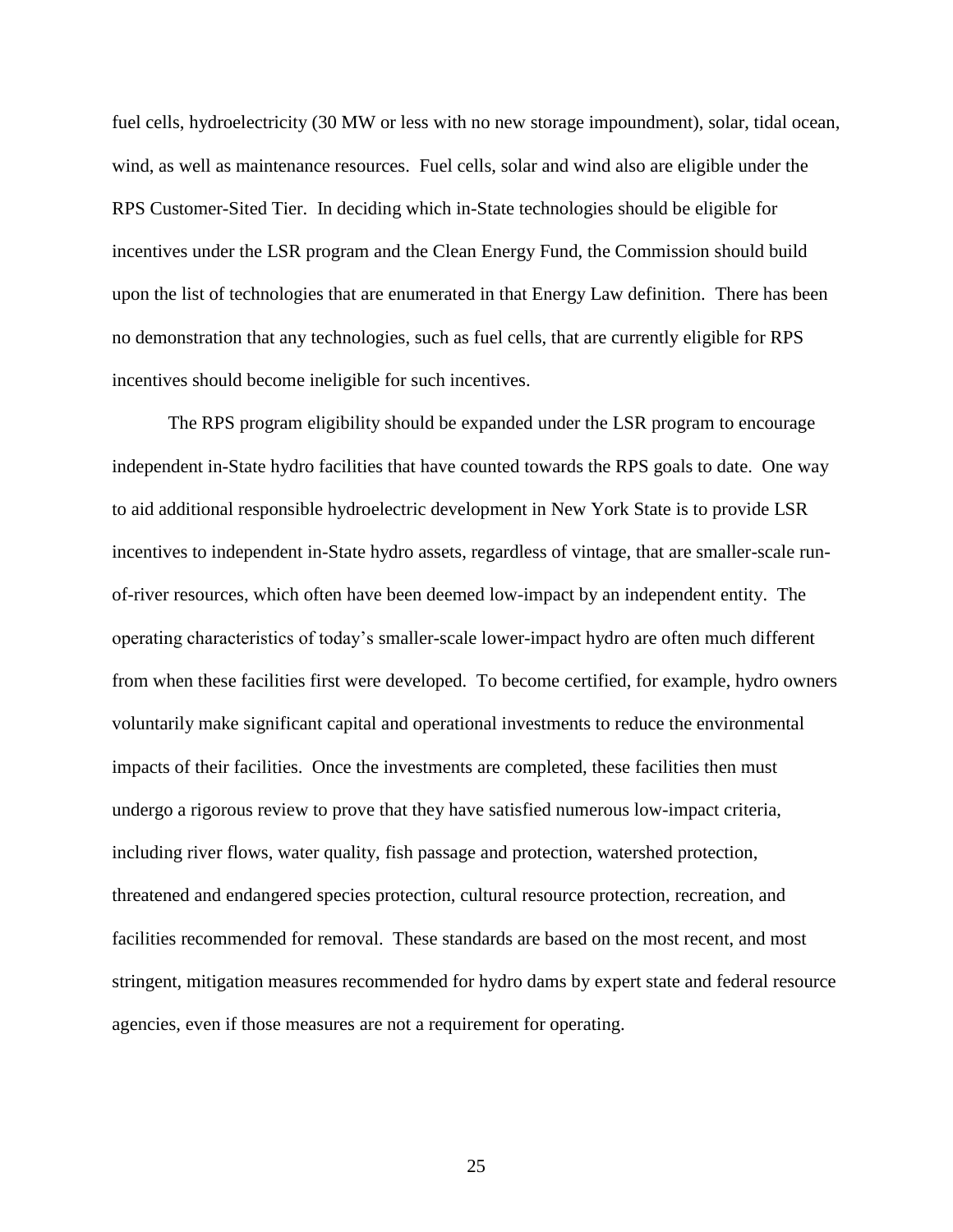fuel cells, hydroelectricity (30 MW or less with no new storage impoundment), solar, tidal ocean, wind, as well as maintenance resources. Fuel cells, solar and wind also are eligible under the RPS Customer-Sited Tier. In deciding which in-State technologies should be eligible for incentives under the LSR program and the Clean Energy Fund, the Commission should build upon the list of technologies that are enumerated in that Energy Law definition. There has been no demonstration that any technologies, such as fuel cells, that are currently eligible for RPS incentives should become ineligible for such incentives.

The RPS program eligibility should be expanded under the LSR program to encourage independent in-State hydro facilities that have counted towards the RPS goals to date. One way to aid additional responsible hydroelectric development in New York State is to provide LSR incentives to independent in-State hydro assets, regardless of vintage, that are smaller-scale run-of-river resources, which often have been deemed low-impact by an independent entity. The operating characteristics of today's smaller-scale lower-impact hydro are often much different from when these facilities first were developed. To become certified, for example, hydro owners voluntarily make significant capital and operational investments to reduce the environmental impacts of their facilities. Once the investments are completed, these facilities then must undergo a rigorous review to prove that they have satisfied numerous low-impact criteria, including river flows, water quality, fish passage and protection, watershed protection, threatened and endangered species protection, cultural resource protection, recreation, and facilities recommended for removal. These standards are based on the most recent, and most stringent, mitigation measures recommended for hydro dams by expert state and federal resource agencies, even if those measures are not a requirement for operating.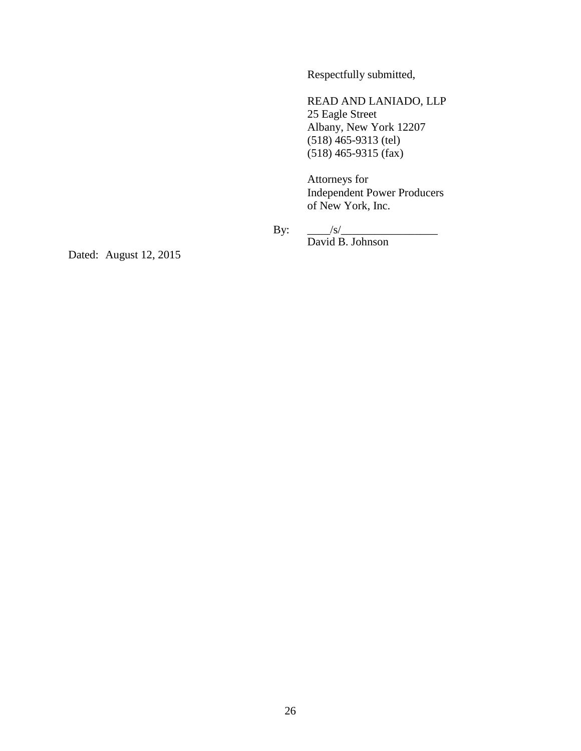Respectfully submitted,

READ AND LANIADO, LLP
25 Eagle Street
Albany, New York 12207
(518) 465-9313 (tel)
(518) 465-9315 (fax)

Attorneys for
Independent Power Producers
of New York, Inc.

By: \_\_\_\_/s/\_\_\_\_\_\_\_\_\_\_\_\_\_\_\_\_\_
David B. Johnson

Dated: August 12, 2015